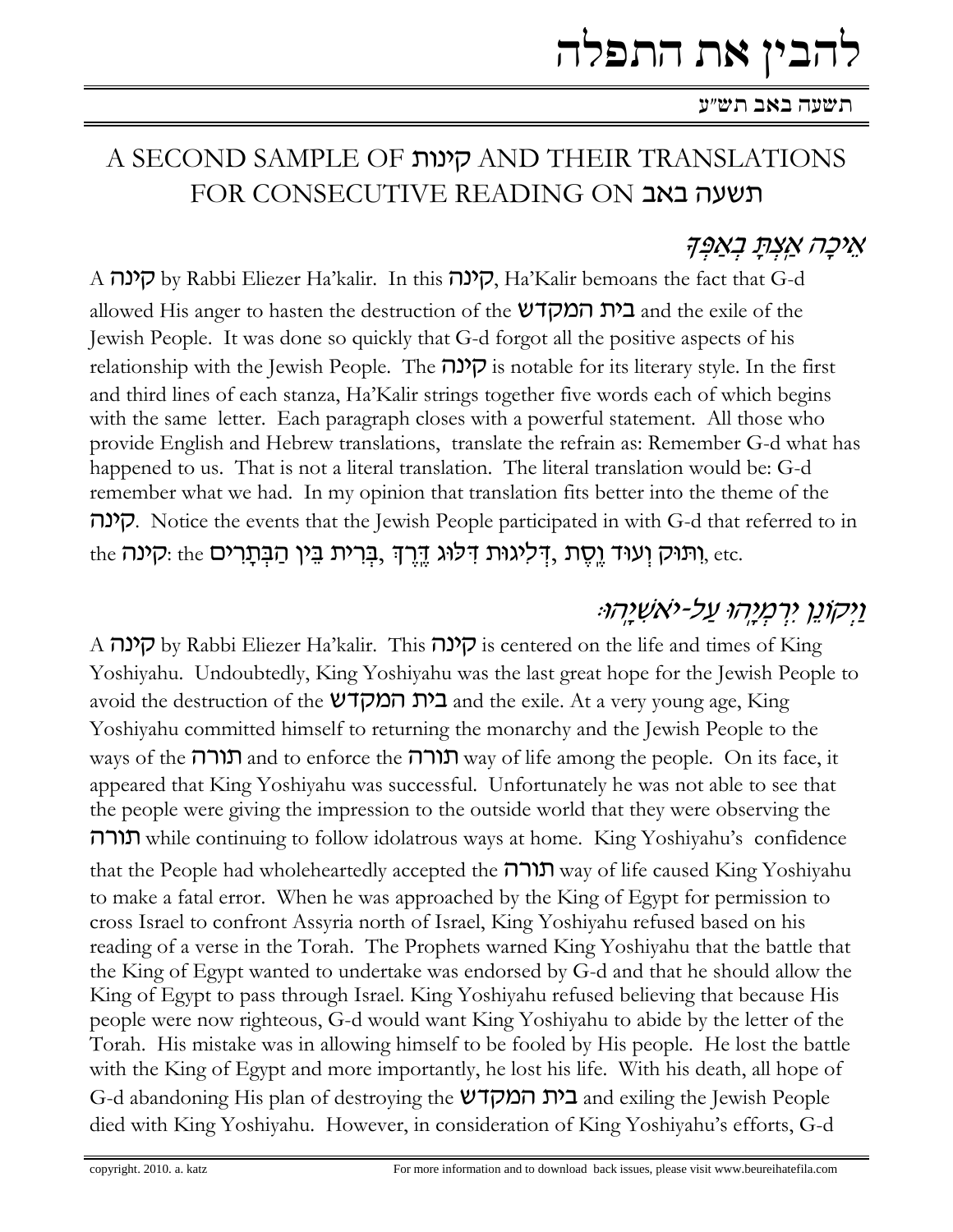# להבין את התפלה

תשעה באב תש"ע

## A SECOND SAMPLE OF קינות AND THEIR TRANSLATIONS FOR CONSECUTIVE READING ON תשעה באב

### אֵיכָה אַצְתָּ בְאַפֶּךָ

A קינה by Rabbi Eliezer Ha'kalir. In this קינה, Ha'Kalir bemoans the fact that G-d allowed His anger to hasten the destruction of the בית המקדש and the exile of the Jewish People. It was done so quickly that G-d forgot all the positive aspects of his relationship with the Jewish People. The קינה is notable for its literary style. In the first and third lines of each stanza, Ha'Kalir strings together five words each of which begins with the same letter. Each paragraph closes with a powerful statement. All those who provide English and Hebrew translations, translate the refrain as: Remember G-d what has happened to us. That is not a literal translation. The literal translation would be: G-d remember what we had. In my opinion that translation fits better into the theme of the קינה. Notice the events that the Jewish People participated in with G-d that referred to in the קינה: the בְּרִית בֵּין הַבְּתָרִים, דִּלּוּג דֶּרֶךְ, דְּלִיגוֹת וָסֶת, וְתוֹק וְעוֹד, etc.

### וַיְקוֹנֵן יִרְמְיָהוּ עַל-יֹאשִׁיָּהוּ:

A קינה by Rabbi Eliezer Ha'kalir. This קינה is centered on the life and times of King Yoshiyahu. Undoubtedly, King Yoshiyahu was the last great hope for the Jewish People to avoid the destruction of the בית המקדש and the exile. At a very young age, King Yoshiyahu committed himself to returning the monarchy and the Jewish People to the ways of the תורה and to enforce the תורה way of life among the people. On its face, it appeared that King Yoshiyahu was successful. Unfortunately he was not able to see that the people were giving the impression to the outside world that they were observing the תורה while continuing to follow idolatrous ways at home. King Yoshiyahu's confidence that the People had wholeheartedly accepted the תורה way of life caused King Yoshiyahu to make a fatal error. When he was approached by the King of Egypt for permission to cross Israel to confront Assyria north of Israel, King Yoshiyahu refused based on his reading of a verse in the Torah. The Prophets warned King Yoshiyahu that the battle that the King of Egypt wanted to undertake was endorsed by G-d and that he should allow the King of Egypt to pass through Israel. King Yoshiyahu refused believing that because His people were now righteous, G-d would want King Yoshiyahu to abide by the letter of the Torah. His mistake was in allowing himself to be fooled by His people. He lost the battle with the King of Egypt and more importantly, he lost his life. With his death, all hope of G-d abandoning His plan of destroying the בית המקדש and exiling the Jewish People died with King Yoshiyahu. However, in consideration of King Yoshiyahu's efforts, G-d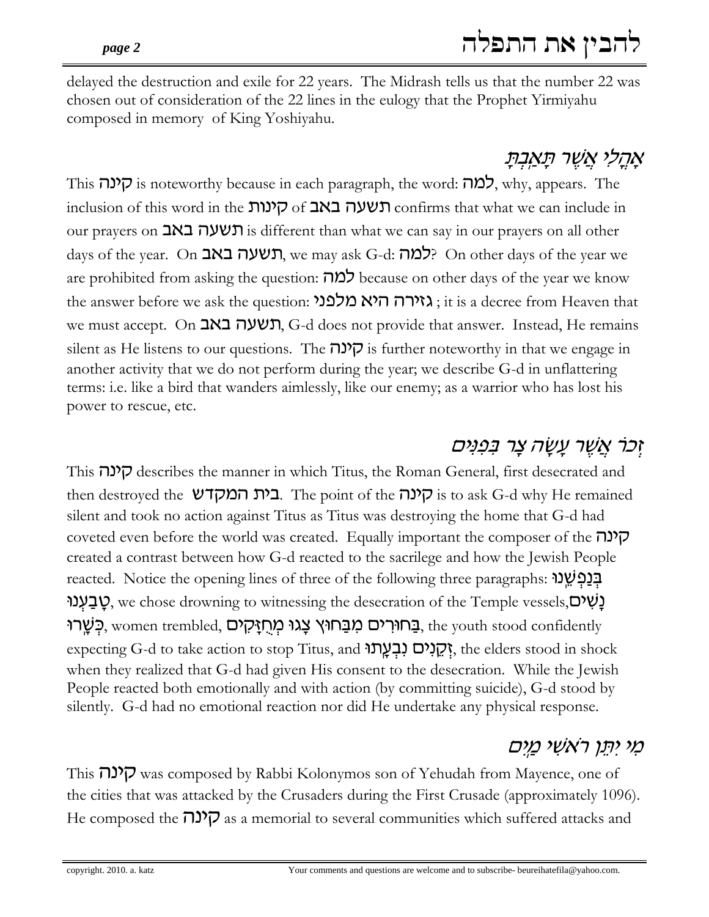delayed the destruction and exile for 22 years. The Midrash tells us that the number 22 was chosen out of consideration of the 22 lines in the eulogy that the Prophet Yirmiyahu composed in memory of King Yoshiyahu.

## אָהֳלִי אֲשֶׁר תָּאַבְתָּ

This קינה is noteworthy because in each paragraph, the word: למה, why, appears. The inclusion of this word in the קינות of תשעה באב confirms that what we can include in our prayers on תשעה באב is different than what we can say in our prayers on all other days of the year. On תשעה באב, we may ask G-d: למה? On other days of the year we are prohibited from asking the question: למה because on other days of the year we know the answer before we ask the question: גזירה היא מלפני ; it is a decree from Heaven that we must accept. On תשעה באב, G-d does not provide that answer. Instead, He remains silent as He listens to our questions. The קינה is further noteworthy in that we engage in another activity that we do not perform during the year; we describe G-d in unflattering terms: i.e. like a bird that wanders aimlessly, like our enemy; as a warrior who has lost his power to rescue, etc.

## זְכֹר אֲשֶׁר עָשָׂה צָר בִּפְנִים

This קינה describes the manner in which Titus, the Roman General, first desecrated and then destroyed the בית המקדש. The point of the קינה is to ask G-d why He remained silent and took no action against Titus as Titus was destroying the home that G-d had coveted even before the world was created. Equally important the composer of the קינה created a contrast between how G-d reacted to the sacrilege and how the Jewish People reacted. Notice the opening lines of three of the following three paragraphs: בְּנַפְשֵׁנוּ טָבַעְנוּ, we chose drowning to witnessing the desecration of the Temple vessels, נָשִׁים כְּשָׁרוּ, women trembled, בַּחוּרִים מִבַּחוּץ צָגוּ מְחֻזָּקִים, the youth stood confidently expecting G-d to take action to stop Titus, and זְקֵנִים נִבְעֲתוּ, the elders stood in shock when they realized that G-d had given His consent to the desecration. While the Jewish People reacted both emotionally and with action (by committing suicide), G-d stood by silently. G-d had no emotional reaction nor did He undertake any physical response.

## מִי יִתֵּן רֹאשִׁי מַיִם

This קינה was composed by Rabbi Kolonymos son of Yehudah from Mayence, one of the cities that was attacked by the Crusaders during the First Crusade (approximately 1096). He composed the קינה as a memorial to several communities which suffered attacks and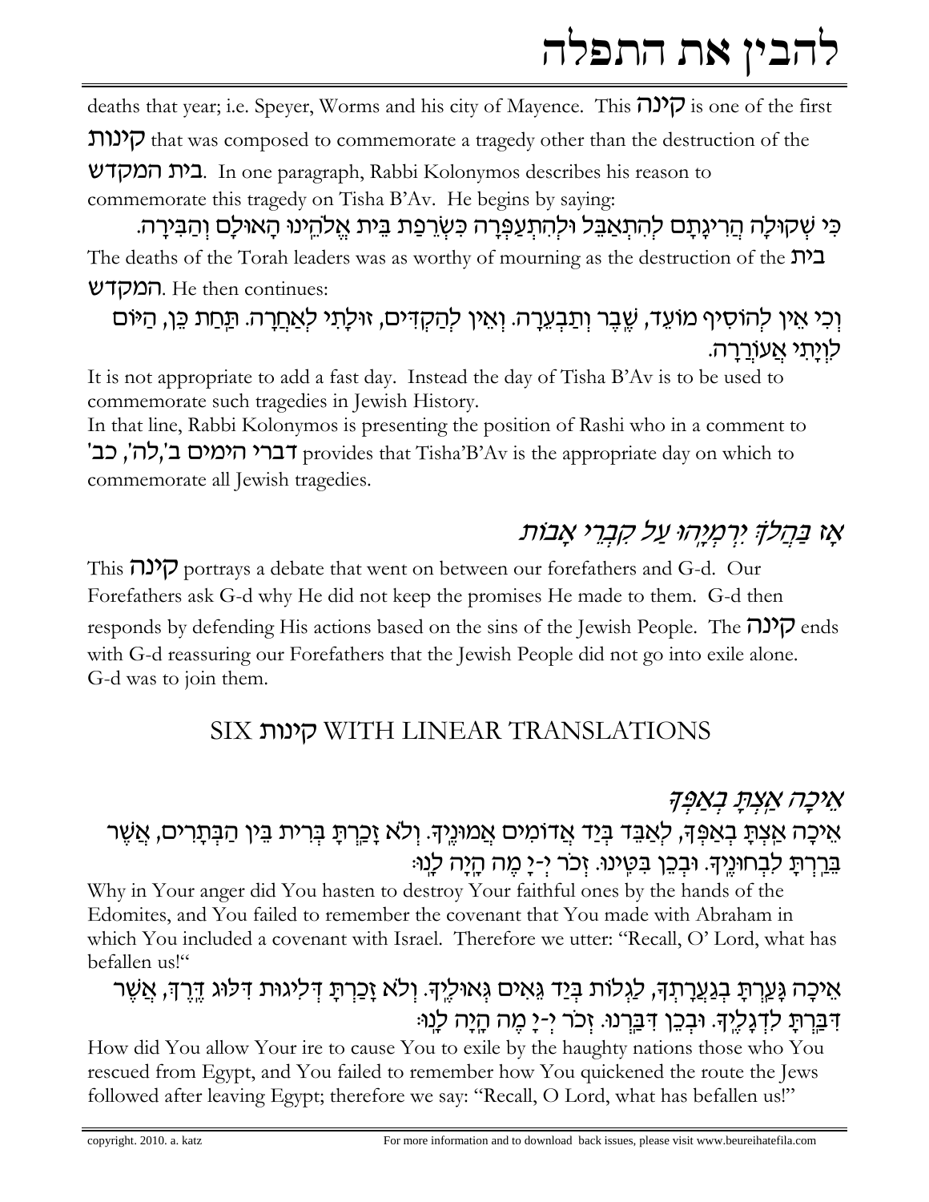deaths that year; i.e. Speyer, Worms and his city of Mayence. This קינה is one of the first קינות that was composed to commemorate a tragedy other than the destruction of the בית המקדש. In one paragraph, Rabbi Kolonymos describes his reason to commemorate this tragedy on Tisha B'Av. He begins by saying:

כִּי שְׁקוּלָה הֲרִיגָתָם לְהִתְאַבֵּל וּלְהִתְעַפְּרָה כִּשְׂרֵפַת בֵּית אֱלֹהֵינוּ הָאוּלָם וְהַבִּירָה.

The deaths of the Torah leaders was as worthy of mourning as the destruction of the בית המקדש. He then continues:

וְכִי אֵין לְהוֹסִיף מוֹעֵד, שֶׁבֶר וְתַבְעֵרָה. וְאֵין לְהַקְדִּים, זוּלָתִי לְאַחֲרָה. תַּחַת כֵּן, הַיּוֹם לִוְיָתִי אֲעוֹרְרָה.

It is not appropriate to add a fast day. Instead the day of Tisha B'Av is to be used to commemorate such tragedies in Jewish History.

In that line, Rabbi Kolonymos is presenting the position of Rashi who in a comment to דברי הימים ב',לה', כב' provides that Tisha'B'Av is the appropriate day on which to commemorate all Jewish tragedies.

## *אָז בַּהֲלֹךְ יִרְמְיָהוּ עַל קִבְרֵי אָבוֹת*

This קינה portrays a debate that went on between our forefathers and G-d. Our Forefathers ask G-d why He did not keep the promises He made to them. G-d then responds by defending His actions based on the sins of the Jewish People. The קינה ends with G-d reassuring our Forefathers that the Jewish People did not go into exile alone. G-d was to join them.

## SIX קינות WITH LINEAR TRANSLATIONS

### *אֵיכָה אַצְתָּ בְאַפֶּךָ*

אֵיכָה אַצְתָּ בְאַפֶּךָ, לְאַבֵּד בְּיַד אֲדוֹמִים אֱמוּנֶיךָ. וְלֹא זָכַרְתָּ בְּרִית בֵּין הַבְּתָרִים, אֲשֶׁר בֵּרַרְתָּ לִבְחוּנֶיךָ. וּבְכֵן בִּטֵּינוּ. זְכֹר יְ-יָ מֶה הָיָה לָנוּ:

Why in Your anger did You hasten to destroy Your faithful ones by the hands of the Edomites, and You failed to remember the covenant that You made with Abraham in which You included a covenant with Israel. Therefore we utter: "Recall, O' Lord, what has befallen us!"

אֵיכָה גָּעַרְתָּ בְגַעֲרָתְךָ, לַגְלוֹת בְּיַד גֵּאִים גְּאוּלֶיךָ. וְלֹא זָכַרְתָּ דְּלִיגוּת דִּלּוּג דֶּרֶךְ, אֲשֶׁר דִּבַּרְתָּ לִדְגָלֶיךָ. וּבְכֵן דִּבַּרְנוּ. זְכֹר יְ-יָ מֶה הָיָה לָנוּ:

How did You allow Your ire to cause You to exile by the haughty nations those who You rescued from Egypt, and You failed to remember how You quickened the route the Jews followed after leaving Egypt; therefore we say: "Recall, O Lord, what has befallen us!"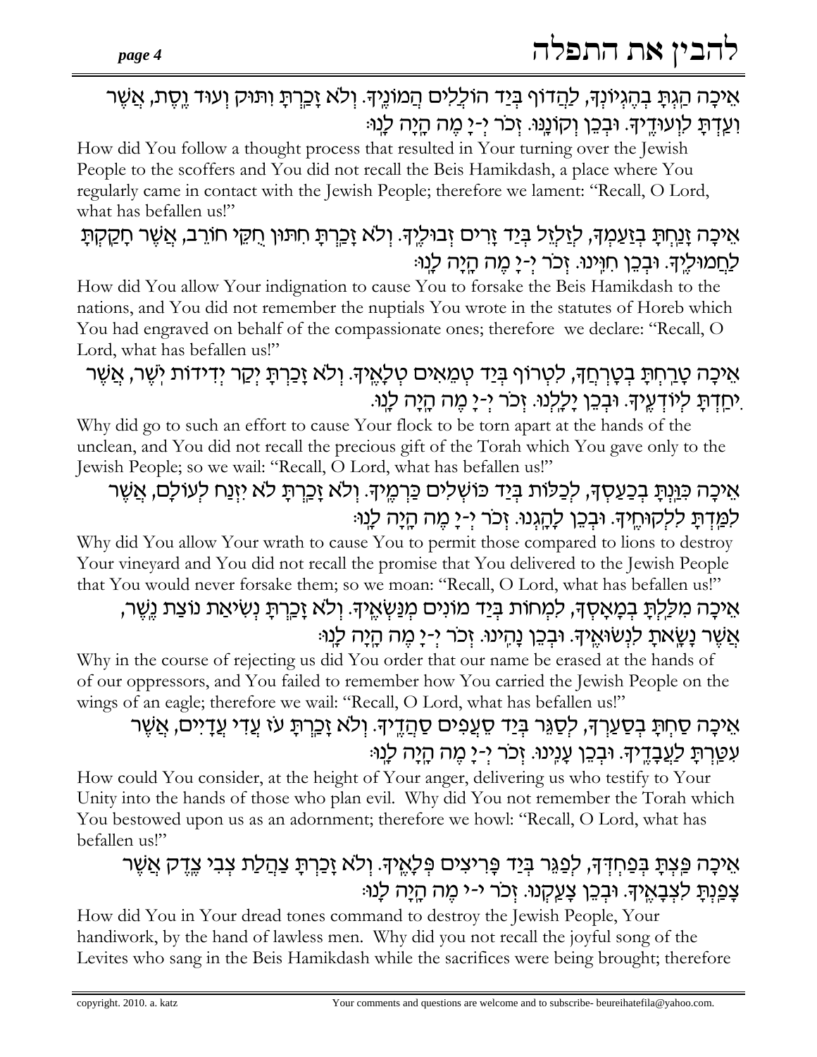אֵיכָה הַגִּתָּ בְּהֶגְיוֹנְךָ, לַהֲדוֹף בְּיַד הוֹלְלִים הֲמוֹנֶיךָ. וְלֹא זָכַרְתָּ וַתּוּק וְעוֹד וֶסֶת, אֲשֶׁר וְעַדְתָּ לְוְעוּדֶיךָ. וּבְכֵן וְקוֹנַנּוּ. זְכֹר יְ-יָ מֶה הָיָה לָנוּ׃

How did You follow a thought process that resulted in Your turning over the Jewish People to the scoffers and You did not recall the Beis Hamikdash, a place where You regularly came in contact with the Jewish People; therefore we lament: "Recall, O Lord, what has befallen us!"

אֵיכָה זָנַחְתָּ בְּזַעַמְךָ, לְזַלְזֵל בְּיַד זָרִים זְבוּלֶךָ. וְלֹא זָכַרְתָּ חִתּוּן חֻקֵּי חוֹרֵב, אֲשֶׁר חָקַקְתָּ לַחֲמוּלֶיךָ. וּבְכֵן חִוִּינוּ. זְכֹר יְ-יָ מֶה הָיָה לָנוּ׃

How did You allow Your indignation to cause You to forsake the Beis Hamikdash to the nations, and You did not remember the nuptials You wrote in the statutes of Horeb which You had engraved on behalf of the compassionate ones; therefore we declare: "Recall, O Lord, what has befallen us!"

אֵיכָה טָרַחְתָּ בְּטָרְחֲךָ, לִטְרוֹף בְּיַד טְמֵאִים טְלָאֶיךָ. וְלֹא זָכַרְתָּ יְקַר יְדִידוּת יֹשֶׁר, אֲשֶׁר יִחַדְתָּ לְיוֹדְעֶיךָ. וּבְכֵן יָלַלְנוּ. זְכֹר יְ-יָ מֶה הָיָה לָנוּ.

Why did go to such an effort to cause Your flock to be torn apart at the hands of the unclean, and You did not recall the precious gift of the Torah which You gave only to the Jewish People; so we wail: "Recall, O Lord, what has befallen us!"

אֵיכָה כִּוַּנְתָּ בְּכַעַסְךָ, לְכַלּוֹת בְּיַד כּוֹשְׁלִים כְּרָמֶיךָ. וְלֹא זָכַרְתָּ לֹא יִזְנַח לְעוֹלָם, אֲשֶׁר לִמַּדְתָּ לְלִקּוּחֶיךָ. וּבְכֵן לָהַגְנוּ. זְכֹר יְ-יָ מֶה הָיָה לָנוּ׃

Why did You allow Your wrath to cause You to permit those compared to lions to destroy Your vineyard and You did not recall the promise that You delivered to the Jewish People that You would never forsake them; so we moan: "Recall, O Lord, what has befallen us!"

אֵיכָה מִלַּלְתָּ בְּמָאָסְךָ, לִמְחוֹת בְּיַד מוֹנִים מְנַשְּׂאֶיךָ. וְלֹא זָכַרְתָּ נְשִׂיאַת נוֹצַת נֶשֶׁר, אֲשֶׁר נָשָׂאתָ לִנְשׂוּאֶיךָ. וּבְכֵן נָהִינוּ. זְכֹר יְ-יָ מֶה הָיָה לָנוּ׃

Why in the course of rejecting us did You order that our name be erased at the hands of of our oppressors, and You failed to remember how You carried the Jewish People on the wings of an eagle; therefore we wail: "Recall, O Lord, what has befallen us!"

אֵיכָה סַחְתָּ בְּסַעַרְךָ, לְסַגֵּר בְּיַד סְעֲפִים סַהֲדֶיךָ. וְלֹא זָכַרְתָּ עֹז עֲדִי עֲדָיִים, אֲשֶׁר עִטַּרְתָּ לַעֲבָדֶיךָ. וּבְכֵן עָנִינוּ. זְכֹר יְ-יָ מֶה הָיָה לָנוּ׃

How could You consider, at the height of Your anger, delivering us who testify to Your Unity into the hands of those who plan evil. Why did You not remember the Torah which You bestowed upon us as an adornment; therefore we howl: "Recall, O Lord, what has befallen us!"

אֵיכָה פַּצְתָּ בְּפַחְדְּךָ, לְפַגֵּר בְּיַד פָּרִיצִים פְּלָאֶיךָ. וְלֹא זָכַרְתָּ צַהֲלַת צְבִי צֶדֶק אֲשֶׁר צָפַנְתָּ לִצְבָאֶיךָ. וּבְכֵן צָעַקְנוּ. זְכֹר י-י מֶה הָיָה לָנוּ׃

How did You in Your dread tones command to destroy the Jewish People, Your handiwork, by the hand of lawless men. Why did you not recall the joyful song of the Levites who sang in the Beis Hamikdash while the sacrifices were being brought; therefore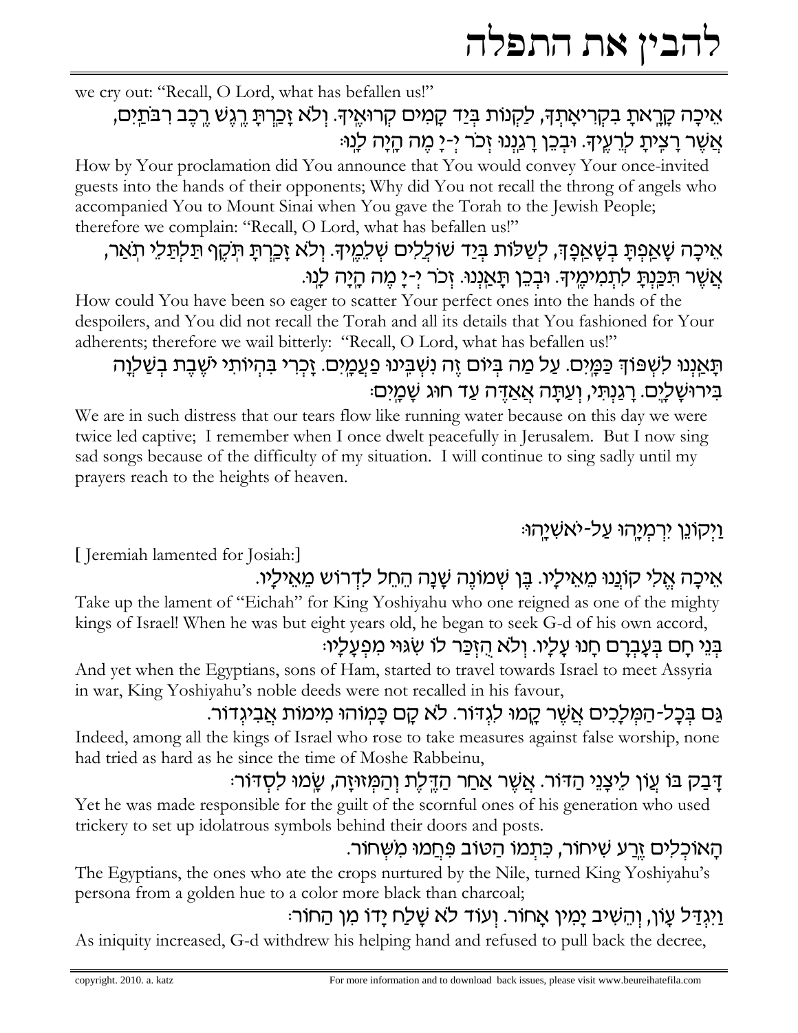we cry out: "Recall, O Lord, what has befallen us!"

אֵיכָה קָרָאתָ בִקְרִיאָתְךָ, לַקְנוֹת בְּיַד קָמִים קְרוּאֶיךָ. וְלֹא זָכַרְתָּ רֶגֶשׁ רֶכֶב רִבֹּתַיִם, אֲשֶׁר רָצִיתָ לְרֵעֶיךָ. וּבְכֵן רָגַנְנוּ זְכֹר יְ-יָ מֶה הָיָה לָנוּ:

How by Your proclamation did You announce that You would convey Your once-invited guests into the hands of their opponents; Why did You not recall the throng of angels who accompanied You to Mount Sinai when You gave the Torah to the Jewish People; therefore we complain: "Recall, O Lord, what has befallen us!"

אֵיכָה שָׁאַפְתָּ בְשָׁאֲפָךְ, לְשַׁלּוֹת בְּיַד שׁוֹלְלִים שְׁלֵמֶיךָ. וְלֹא זָכַרְתָּ תֹּקֶף תַּלְתַּלֵּי תְאַר, אֲשֶׁר תִּכַּנְתָּ לִתְמִימֶיךָ. וּבְכֵן תָּאֲנְנוּ. זְכֹר יְ-יָ מֶה הָיָה לָנוּ.

How could You have been so eager to scatter Your perfect ones into the hands of the despoilers, and You did not recall the Torah and all its details that You fashioned for Your adherents; therefore we wail bitterly: "Recall, O Lord, what has befallen us!"

תָּאֲנְנוּ לִשְׁפּוֹךְ כַּמַּיִם. עַל מַה בְּיוֹם זֶה נִשְׁבֵּינוּ פַעֲמַיִם. זָכְרִי בִּהְיוֹתִי יֹשֶׁבֶת בְּשַׁלְוָה בִּירוּשָׁלָיִם. רָגַנְתִּי, וְעַתָּה אֲאַדֶּה עַד חוּג שָׁמָיִם:

We are in such distress that our tears flow like running water because on this day we were twice led captive; I remember when I once dwelt peacefully in Jerusalem. But I now sing sad songs because of the difficulty of my situation. I will continue to sing sadly until my prayers reach to the heights of heaven.

וַיְקוֹנֵן יִרְמְיָהוּ עַל-יֹאשִׁיָּהוּ:

[ Jeremiah lamented for Josiah:]

אֵיכָה אֱלִי קוֹנְנוּ מֵאֵילָיו. בֶּן שְׁמוֹנֶה שָׁנָה הֵחֵל לִדְרוֹשׁ מֵאֵילָיו.

Take up the lament of "Eichah" for King Yoshiyahu who one reigned as one of the mighty kings of Israel! When he was but eight years old, he began to seek G-d of his own accord,

בְּנֵי חָם בְּעָבְרָם חָנוּ עָלָיו. וְלֹא הֻזְכַּר לוֹ שִׂגּוּי מִפְעָלָיו:

And yet when the Egyptians, sons of Ham, started to travel towards Israel to meet Assyria in war, King Yoshiyahu's noble deeds were not recalled in his favour,

גַּם בְּכָל-הַמְּלָכִים אֲשֶׁר קָמוּ לִגְדּוֹר. לֹא קָם כָּמוֹהוּ מִימוֹת אֲבִיגְדוֹר.

Indeed, among all the kings of Israel who rose to take measures against false worship, none had tried as hard as he since the time of Moshe Rabbeinu,

דָּבַק בּוֹ עָוֹן לֵיצָנֵי הַדּוֹר. אֲשֶׁר אַחַר הַדֶּלֶת וְהַמְּזוּזָה, שָׂמוּ לִסְדּוֹר:

Yet he was made responsible for the guilt of the scornful ones of his generation who used trickery to set up idolatrous symbols behind their doors and posts.

הָאוֹכְלִים זֶרַע שִׁיחוֹר, כִּתְמוֹ הַטּוֹב פִּחֲמוּ מִשְּׁחוֹר.

The Egyptians, the ones who ate the crops nurtured by the Nile, turned King Yoshiyahu's persona from a golden hue to a color more black than charcoal;

וַיִּגְדַּל עָוֹן, וְהֵשִׁיב יָמִין אָחוֹר. וְעוֹד לֹא שָׁלַח יָדוֹ מִן הַחוֹר:

As iniquity increased, G-d withdrew his helping hand and refused to pull back the decree,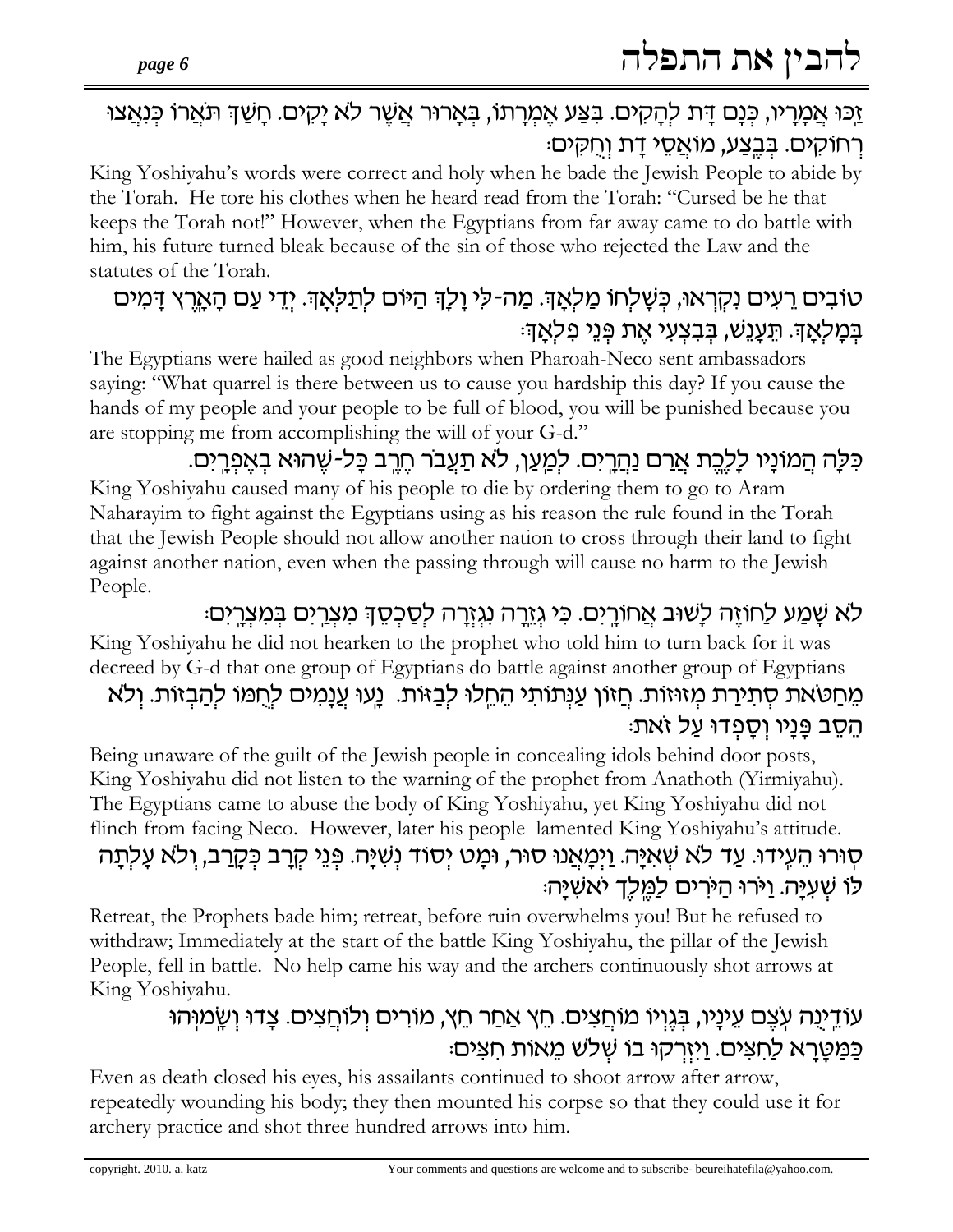זַכּוּ אֲמָרָיו, כְּנָם דָּת לְהָקִים. בְּצַע אֶמְרָתוֹ, בְּאָרוּר אֲשֶׁר לֹא יָקִים. חָשַׁךְ תֹּאֲרוֹ כְּנִאֲצוּ רְחוֹקִים. בְּבֶצַע, מוֹאֲסֵי דָת וְחֻקִּים:

King Yoshiyahu's words were correct and holy when he bade the Jewish People to abide by the Torah. He tore his clothes when he heard read from the Torah: "Cursed be he that keeps the Torah not!" However, when the Egyptians from far away came to do battle with him, his future turned bleak because of the sin of those who rejected the Law and the statutes of the Torah.

טוֹבִים רֵעִים נִקְרָאוּ, כְּשָׁלְחוּ מַלְאָךְ. מַה-לִּי וָלָךְ הַיּוֹם לְתַלְאָךְ. יְדֵי עַם הָאָרֶץ דָּמִים בְּמָלְאָךְ. תֵּעָנֵשׁ, בְּבִצְעִי אֶת פְּנֵי פִלְאָךְ:

The Egyptians were hailed as good neighbors when Pharoah-Neco sent ambassadors saying: "What quarrel is there between us to cause you hardship this day? If you cause the hands of my people and your people to be full of blood, you will be punished because you are stopping me from accomplishing the will of your G-d."

כִּלָּה הֲמוֹנָיו לָלֶכֶת אֲרַם נַהֲרָיִם. לְמַעַן, לֹא תַעֲבֹר חֶרֶב כָּל-שֶׁהוּא בְּאֶפְרָיִם.

King Yoshiyahu caused many of his people to die by ordering them to go to Aram Naharayim to fight against the Egyptians using as his reason the rule found in the Torah that the Jewish People should not allow another nation to cross through their land to fight against another nation, even when the passing through will cause no harm to the Jewish People.

לֹא שָׁמַע לַחוֹזֶה לָשׁוּב אֲחוֹרָיִם. כִּי גְזֵרָה נִגְזְרָה לְסַכְסֵךְ מִצְרַיִם בְּמִצְרָיִם:

King Yoshiyahu he did not hearken to the prophet who told him to turn back for it was decreed by G-d that one group of Egyptians do battle against another group of Egyptians

מֵחַטֹּאת סְתִירַת מְזוּזוֹת. חֲזוֹן עַנְּתוֹתִי הֵחֵלוּ לְבַזּוֹת. נָעוּ עֲנָמִים לֶחְמוֹ לְהַבְזוֹת. וְלֹא הֵסֵב פָּנָיו וְסָפְדוּ עַל זֹאת:

Being unaware of the guilt of the Jewish people in concealing idols behind door posts, King Yoshiyahu did not listen to the warning of the prophet from Anathoth (Yirmiyahu). The Egyptians came to abuse the body of King Yoshiyahu, yet King Yoshiyahu did not flinch from facing Neco. However, later his people lamented King Yoshiyahu's attitude.

סוּרוּ הֵעִידוּ. עַד לֹא שְׁאִיָּה. וַיְמָאֵנוּ סוּר, וּמָט יְסוֹד נְשִׂיָּה. פְּנֵי קְרָב כְּקָרַב, וְלֹא עָלְתָה לוֹ שְׁעִיָּה. וַיֹּרוּ הַיֹּרִים לַמֶּלֶךְ יֹאשִׁיָּה:

Retreat, the Prophets bade him; retreat, before ruin overwhelms you! But he refused to withdraw; Immediately at the start of the battle King Yoshiyahu, the pillar of the Jewish People, fell in battle. No help came his way and the archers continuously shot arrows at King Yoshiyahu.

עוֹדֶינָה עֹצֵם עֵינָיו, בִּגְוִיּוֹ מוֹחֲצִים. חֵץ אַחַר חֵץ, מוֹרִים וְלוֹחֲצִים. צָדוּ וְשָׂמוּהוּ כַּמַּטָּרָא לַחִצִּים. וַיִּזְרְקוּ בוֹ שְׁלֹשׁ מֵאוֹת חִצִּים:

Even as death closed his eyes, his assailants continued to shoot arrow after arrow, repeatedly wounding his body; they then mounted his corpse so that they could use it for archery practice and shot three hundred arrows into him.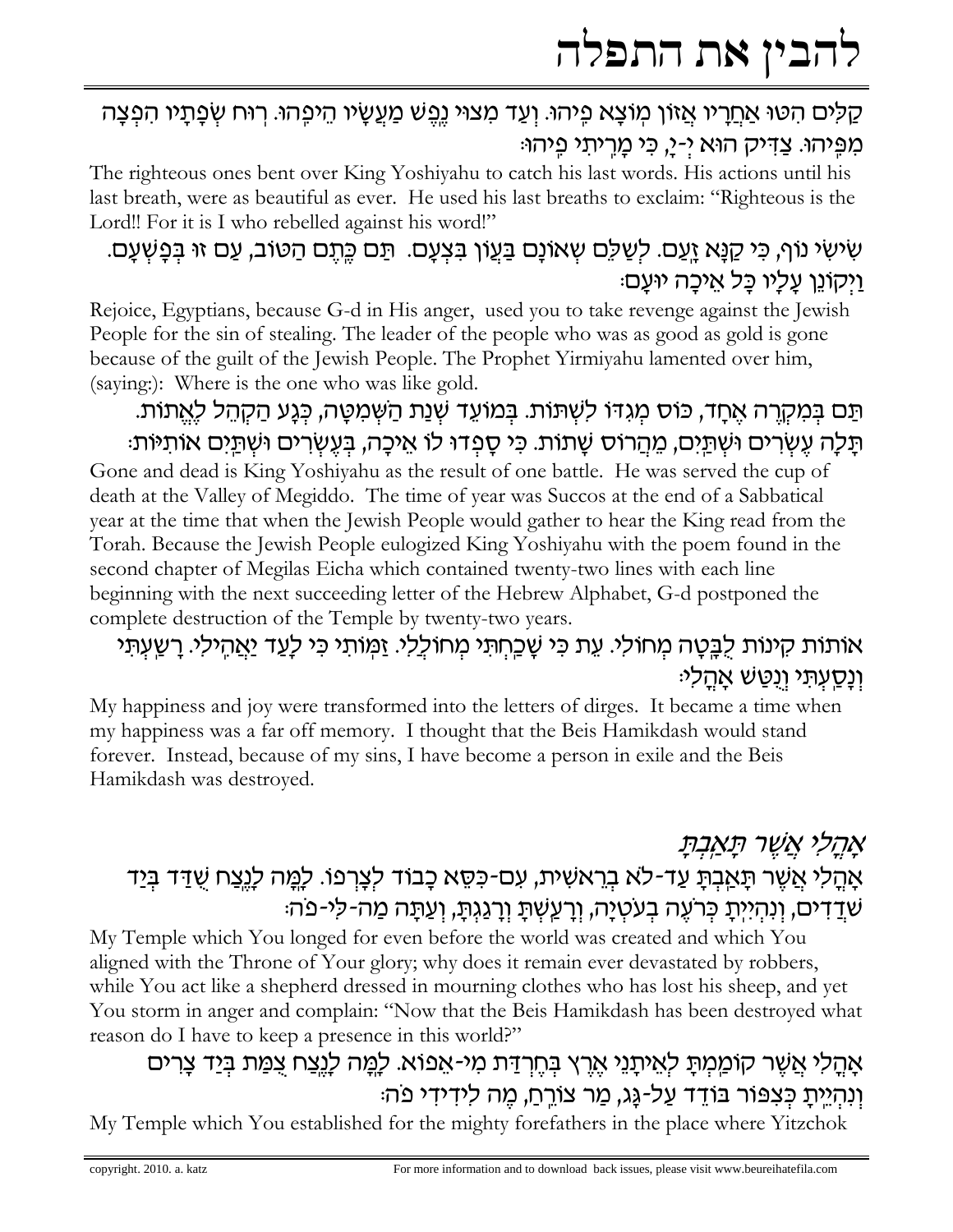קַלִּים הִטּוּ אַחֲרָיו אֲזוֹן מוֹצָא פִיהוּ. וְעַד מִצּוּי נֶפֶשׁ מַעֲשָׂיו הֵיפֵהוּ. רוּחַ שְׂפָתָיו הִפְצָה מִפִּיהוּ. צַדִּיק הוּא יְ-יָ, כִּי מָרִיתִי פִּיהוּ:

The righteous ones bent over King Yoshiyahu to catch his last words. His actions until his last breath, were as beautiful as ever. He used his last breaths to exclaim: "Righteous is the Lord!! For it is I who rebelled against his word!"

שִׂישִׂי נוֹף, כִּי קַנָּא זָעַם. לְשַׁלֵּם שְׁאוֹנָם בַּעֲוֹן בִּצְעָם. תַּם כֶּתֶם הַטּוֹב, עַם זוּ בְּפָשְׁעָם. וַיְקוֹנֵן עָלָיו כָּל אֵיכָה יוּעַם:

Rejoice, Egyptians, because G-d in His anger, used you to take revenge against the Jewish People for the sin of stealing. The leader of the people who was as good as gold is gone because of the guilt of the Jewish People. The Prophet Yirmiyahu lamented over him, (saying:): Where is the one who was like gold.

תַּם בְּמִקְרֶה אֶחָד, כּוֹס מְגִדּוֹ לִשְׁתּוֹת. בְּמוֹעֵד שְׁנַת הַשְּׁמִטָּה, כְּגָע הַקָּהֵל לֶאֱתוֹת. תָּלָה עֶשְׂרִים וּשְׁתַּיִם, מֵהֲרוֹס שָׁתוֹת. כִּי סָפְדוּ לוֹ אֵיכָה, בְּעֶשְׂרִים וּשְׁתַּיִם אוֹתִיּוֹת:

Gone and dead is King Yoshiyahu as the result of one battle. He was served the cup of death at the Valley of Megiddo. The time of year was Succos at the end of a Sabbatical year at the time that when the Jewish People would gather to hear the King read from the Torah. Because the Jewish People eulogized King Yoshiyahu with the poem found in the second chapter of Megilas Eicha which contained twenty-two lines with each line beginning with the next succeeding letter of the Hebrew Alphabet, G-d postponed the complete destruction of the Temple by twenty-two years.

אוֹתוֹת קִינוֹת לְבָטָה מְחוֹלִי. עֵת כִּי שָׁכַחְתִּי מְחוֹלְלִי. זַמּוֹתִי כִּי לָעַד יַאֲהִילִי. רָשַׁעְתִּי וְנָסַעְתִּי וְנִטַּשׁ אָהֳלִי:

My happiness and joy were transformed into the letters of dirges. It became a time when my happiness was a far off memory. I thought that the Beis Hamikdash would stand forever. Instead, because of my sins, I have become a person in exile and the Beis Hamikdash was destroyed.

## *אָהֳלִי אֲשֶׁר תָּאַבְתָּ*

אָהֳלִי אֲשֶׁר תָּאַבְתָּ עַד-לֹא בְרֵאשִׁית, עִם-כִּסֵּא כָבוֹד לְצָרְפוֹ. לָמָּה לָנֶצַח שֻׁדַּד בְּיַד שׁוֹדְדִים, וְנִהְיֵיתָ כְּרֹעֶה בְעֹטְיָה, וְרָעַשְׁתָּ וְרָגַזְתָּ, וְעַתָּה מַה-לִּי-פֹה:

My Temple which You longed for even before the world was created and which You aligned with the Throne of Your glory; why does it remain ever devastated by robbers, while You act like a shepherd dressed in mourning clothes who has lost his sheep, and yet You storm in anger and complain: "Now that the Beis Hamikdash has been destroyed what reason do I have to keep a presence in this world?"

אָהֳלִי אֲשֶׁר קוֹמַמְתָּ לְאֵיתָנֵי אֶרֶץ בְּחֶרְדַּת מִי-אֵפוֹא. לָמָּה לָנֶצַח צֻמַּת בְּיַד צָרִים וְנִהְיֵיתָ כְּצִפּוֹר בּוֹדֵד עַל-גָּג, מַר צוֹרֵחַ, מֶה לִידִידִי פֹה:

My Temple which You established for the mighty forefathers in the place where Yitzchok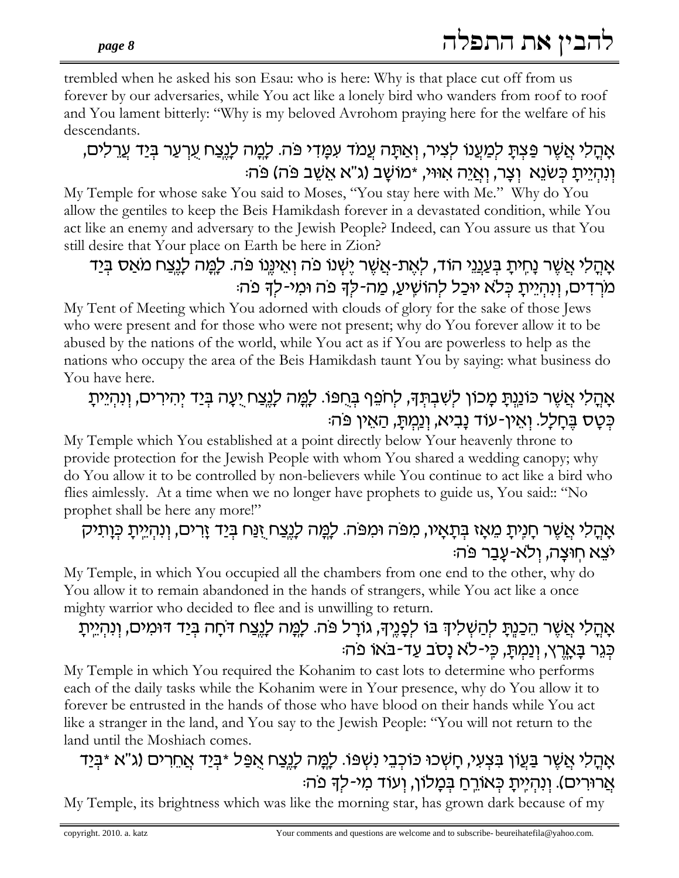trembled when he asked his son Esau: who is here: Why is that place cut off from us forever by our adversaries, while You act like a lonely bird who wanders from roof to roof and You lament bitterly: "Why is my beloved Avrohom praying here for the welfare of his descendants.

אָהֳלִי אֲשֶׁר פַּצְתָּ לְמַעֲנוֹ לְצִיר, וְאַתָּה עֲמֹד עִמָּדִי פֹּה. לָמָּה לָנֶצַח עֲרְעַר בְּיַד עֲרֵלִים, וְנִהְיֵיתָ כְּשֹׂנֵא וְצָר, וְאֵיֵה אִוּוּי, *מוֹשָׁב (נ"א אֵשֵׁב פֹּה) פֹּה:

My Temple for whose sake You said to Moses, "You stay here with Me." Why do You allow the gentiles to keep the Beis Hamikdash forever in a devastated condition, while You act like an enemy and adversary to the Jewish People? Indeed, can You assure us that You still desire that Your place on Earth be here in Zion?

אָהֳלִי אֲשֶׁר נָחִיתָ בְּעַנְנֵי הוֹד, לְאֶת-אֲשֶׁר יֶשְׁנוֹ פֹּה וְאֵינֶנּוּ פֹּה. לָמָּה לָנֶצַח מֹאַס בְּיַד מֹרְדִים, וְנִהְיֵיתָ כְּלֹא יוּכַל לְהוֹשִׁיעַ, מַה-לְּךָ פֹה וּמִי-לְךָ פֹּה:

My Tent of Meeting which You adorned with clouds of glory for the sake of those Jews who were present and for those who were not present; why do You forever allow it to be abused by the nations of the world, while You act as if You are powerless to help as the nations who occupy the area of the Beis Hamikdash taunt You by saying: what business do You have here.

אָהֳלִי אֲשֶׁר כּוֹנַנְתָּ מָכוֹן לְשִׁבְתְּךָ, לְחֹפֵף בְּחֻפּוֹ. לָמָּה לָנֶצַח יֻעָה בְּיַד יְהִירִים, וְנִהְיֵיתָ כְּטָס בֶּחָלָל. וְאֵין-עוֹד נָבִיא, וְנַמְתָּ, הַאֵין פֹּה:

My Temple which You established at a point directly below Your heavenly throne to provide protection for the Jewish People with whom You shared a wedding canopy; why do You allow it to be controlled by non-believers while You continue to act like a bird who flies aimlessly. At a time when we no longer have prophets to guide us, You said:: "No prophet shall be here any more!"

אָהֳלִי אֲשֶׁר חָנִיתָ מֵאָז בְּתָאָיו, מִפֹּה וּמִפֹּה. לָמָּה לָנֶצַח זֻנַּח בְּיַד זָרִים, וְנִהְיֵיתָ כְּוָתִיק יֹצֵא חוּצָה, וְלֹא-עָבַר פֹּה:

My Temple, in which You occupied all the chambers from one end to the other, why do You allow it to remain abandoned in the hands of strangers, while You act like a once mighty warrior who decided to flee and is unwilling to return.

אָהֳלִי אֲשֶׁר הֵכַנְתָּ לְהַשְׁלִיךְ בּוֹ לְפָנֶיךָ, גּוֹרָל פֹּה. לָמָּה לָנֶצַח דֹּחָה בְּיַד דּוֹמִים, וְנִהְיֵיתָ כְּגֵר בָּאָרֶץ, וְנַמְתָּ, כִּי-לֹא נָסֹב עַד-בֹּאוֹ פֹּה:

My Temple in which You required the Kohanim to cast lots to determine who performs each of the daily tasks while the Kohanim were in Your presence, why do You allow it to forever be entrusted in the hands of those who have blood on their hands while You act like a stranger in the land, and You say to the Jewish People: "You will not return to the land until the Moshiach comes.

אָהֳלִי אֲשֶׁר בַּעֲוֹן בִּצְעִי, חָשְׁכוּ כּוֹכְבֵי נִשְׁפּוֹ. לָמָּה לָנֶצַח אֻפַּל *בְּיַד אֲחֵרִים (נ"א *בְּיַד אֲרוּרִים). וְנִהְיֵיתָ כְּאוֹרֵחַ בְּמָלוֹן, וְעוֹד מִי-לְךָ פֹּה:

My Temple, its brightness which was like the morning star, has grown dark because of my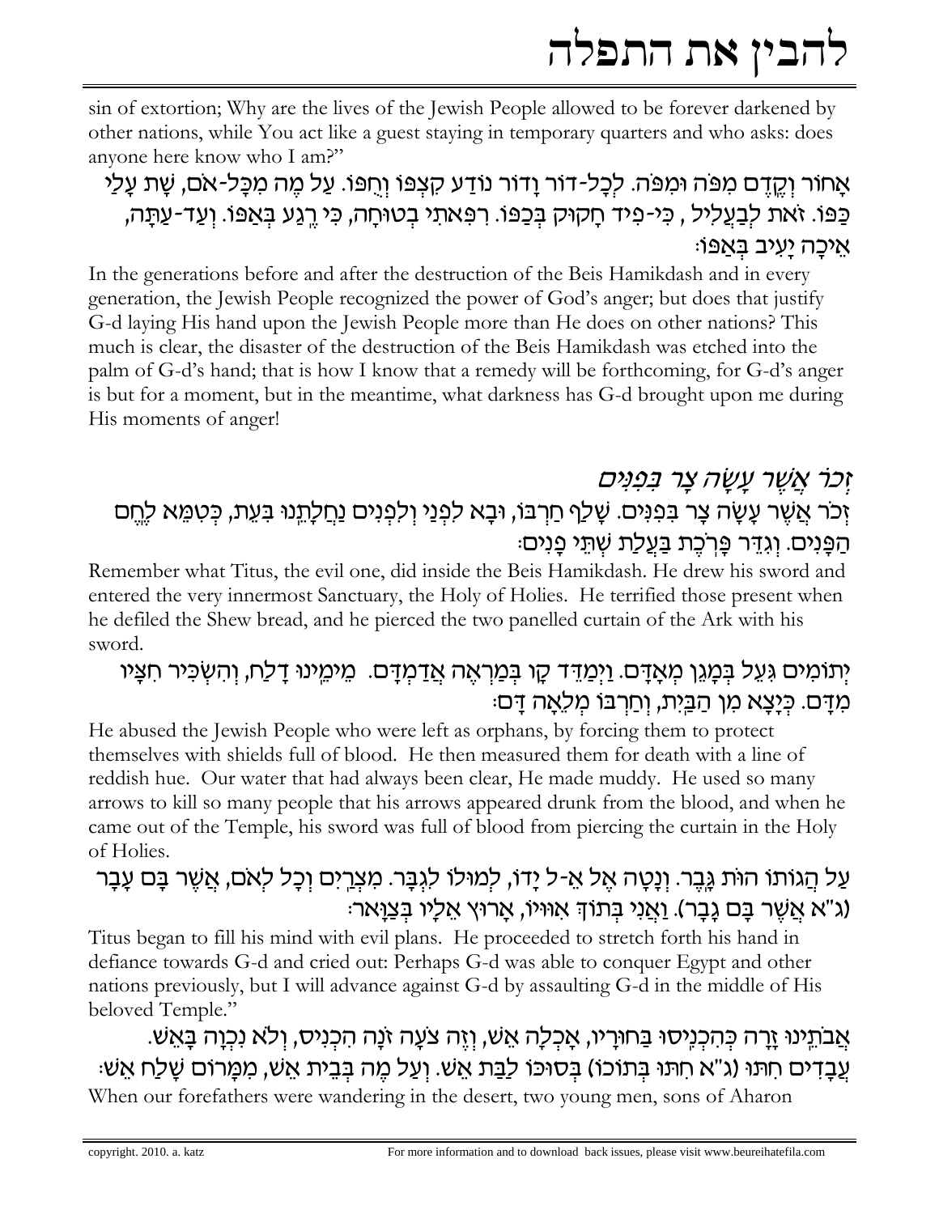sin of extortion; Why are the lives of the Jewish People allowed to be forever darkened by other nations, while You act like a guest staying in temporary quarters and who asks: does anyone here know who I am?"

אָחוֹר וָקֶדֶם מִפֹּה וּמִפֹּה. לְכָל-דּוֹר וָדוֹר נוֹדַע קִצְפּוֹ וְחֵפוֹ. עַל מֶה מִכָּל-אֹם, שָׁת עָלַי כַּפּוֹ. זֹאת לְבַעֲלִיל, כִּי-פִיד חָקוּק בְּכַפּוֹ. רִפְאוּתִי בְטוּחָה, כִּי רֶגַע בְּאַפּוֹ. וְעַד-עַתָּה, אֵיכָה יָעִיב בְּאַפּוֹ:

In the generations before and after the destruction of the Beis Hamikdash and in every generation, the Jewish People recognized the power of God's anger; but does that justify G-d laying His hand upon the Jewish People more than He does on other nations? This much is clear, the disaster of the destruction of the Beis Hamikdash was etched into the palm of G-d's hand; that is how I know that a remedy will be forthcoming, for G-d's anger is but for a moment, but in the meantime, what darkness has G-d brought upon me during His moments of anger!

### *זְכֹר אֲשֶׁר עָשָׂה צָר בִּפְנִים*

זְכֹר אֲשֶׁר עָשָׂה צָר בִּפְנִים. שָׁלַף חַרְבּוֹ, וּבָא לִפְנַי וְלִפְנִים נַחֲלָתֵנוּ בִּעֵת, כְּטִמֵּא לֶחֶם הַפָּנִים. וְגִדֵּר פָּרֹכֶת בַּעֲלַת שְׁתֵּי פָנִים:

Remember what Titus, the evil one, did inside the Beis Hamikdash. He drew his sword and entered the very innermost Sanctuary, the Holy of Holies. He terrified those present when he defiled the Shew bread, and he pierced the two panelled curtain of the Ark with his sword.

יְתוֹמִים גִּעֵל בְּמָגֵן מְאָדָּם. וַיְמַדֵּד קָו בְּמַרְאֶה אֲדַמְדָּם. מֵימֵינוּ דָלַח, וְהִשְׁכִּיר חִצָּיו מִדָּם. כְּיָצָא מִן הַבַּיִת, וְחַרְבּוֹ מְלֵאָה דָם:

He abused the Jewish People who were left as orphans, by forcing them to protect themselves with shields full of blood. He then measured them for death with a line of reddish hue. Our water that had always been clear, He made muddy. He used so many arrows to kill so many people that his arrows appeared drunk from the blood, and when he came out of the Temple, his sword was full of blood from piercing the curtain in the Holy of Holies.

עַל הֲגוּתוֹ הוּת גָּבֶר. וְנָטָה אֶל אֵ-ל יָדוֹ, לְמוּלוֹ לִגְבָּר. מִצְרַיִם וְכָל לְאֹם, אֲשֶׁר בָּם עָבָר (נ"א אֲשֶׁר בָּם גָּבָר). וַאֲנִי בְּתוֹךְ אִוּוּיוֹ, אָרוּץ אֵלָיו בְּצַוָּאר:

Titus began to fill his mind with evil plans. He proceeded to stretch forth his hand in defiance towards G-d and cried out: Perhaps G-d was able to conquer Egypt and other nations previously, but I will advance against G-d by assaulting G-d in the middle of His beloved Temple."

אֲבֹתֵינוּ זָרָה כְּהִכְנִיסוּ בַּחוּרָיו, אָכְלָה אֵשׁ, וְזֶה צֹעָה זֹנָה הִכְנִיס, וְלֹא נִכְוָה בָּאֵשׁ. עֲבָדִים חִתּוּ (נ"א חִתּוּ בְּתוֹכוֹ) בְּסוּכּוֹ לַבַּת אֵשׁ. וְעַל מֶה בְּבֵית אֵשׁ, מִמָּרוֹם שָׁלַח אֵשׁ:

When our forefathers were wandering in the desert, two young men, sons of Aharon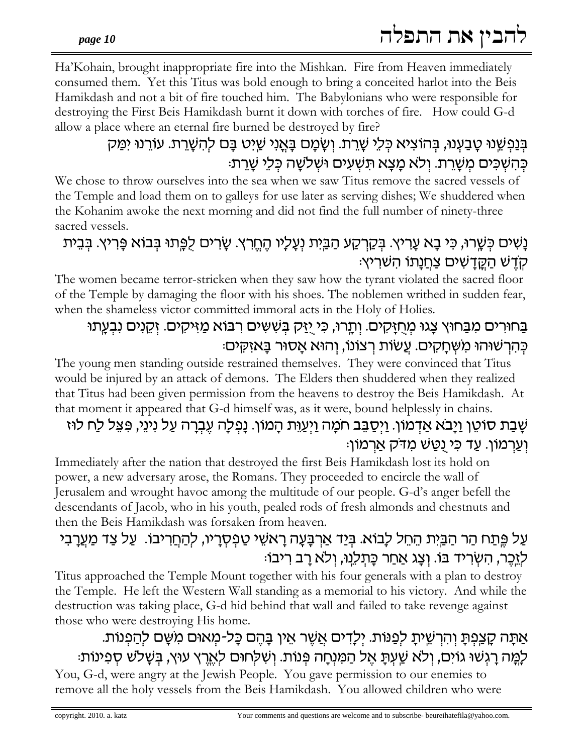Ha'Kohain, brought inappropriate fire into the Mishkan. Fire from Heaven immediately consumed them. Yet this Titus was bold enough to bring a conceited harlot into the Beis Hamikdash and not a bit of fire touched him. The Babylonians who were responsible for destroying the First Beis Hamikdash burnt it down with torches of fire. How could G-d allow a place where an eternal fire burned be destroyed by fire?

בְּנַפְשֵׁנוּ טָבַעְנוּ, בְּהוֹצִיא כְּלֵי שָׁרֵת. וְשָׂמָם בָּאֳנִי שַׁיִט בָּם לְהִשָּׁרֵת. עוֹרֵנוּ יִמַּק כְּהִשְׁכִּים מְשָׁרֵת. וְלֹא מָצָא תִּשְׁעִים וּשְׁלֹשָׁה כְּלֵי שָׁרֵת:

We chose to throw ourselves into the sea when we saw Titus remove the sacred vessels of the Temple and load them on to galleys for use later as serving dishes; We shuddered when the Kohanim awoke the next morning and did not find the full number of ninety-three sacred vessels.

נָשִׁים כְּשָׁרוּ, כִּי בָא עָרִיץ. בְּקַרְקַע הַבַּיִת נְעָלָיו הֶחֱרִיץ. שָׂרִים לְפֶּתוּ בְּבוֹא פָּרִיץ. בְּבֵית קֹדֶשׁ הַקֳּדָשִׁים צַחֲנָתוֹ הִשְׁרִיץ:

The women became terror-stricken when they saw how the tyrant violated the sacred floor of the Temple by damaging the floor with his shoes. The noblemen writhed in sudden fear, when the shameless victor committed immoral acts in the Holy of Holies.

בַּחוּרִים מִבַּחוּץ צָגוּ מְחֻזָּקִים. וְתָרוּ, כִּי יֻזַּק בְּשֵׁשִׁים רִבּוֹא מַזִּיקִים. זְקֵנִים נִבְעָתוּ כְּהִרְשׁוּהוּ מִשְּׁחָקִים. עֲשׂוֹת רְצוֹנוֹ, וְהוּא אָסוּר בָּאֲזִקִּים:

The young men standing outside restrained themselves. They were convinced that Titus would be injured by an attack of demons. The Elders then shuddered when they realized that Titus had been given permission from the heavens to destroy the Beis Hamikdash. At that moment it appeared that G-d himself was, as it were, bound helplessly in chains.

שָׁבַת סוֹטֵן וַיָּבֹא אַדְמוֹן. וַיְסַבֵּב חוֹמָה וַיְעַוֵּת הָמוֹן. נָפְלָה עֶבְרָה עַל נִינֵי, פִּצֵּל לַח לוּז וְעַרְמוֹן. עַד כִּי נֻטַּשׁ מְדֹּק אַרְמוֹן:

Immediately after the nation that destroyed the first Beis Hamikdash lost its hold on power, a new adversary arose, the Romans. They proceeded to encircle the wall of Jerusalem and wrought havoc among the multitude of our people. G-d's anger befell the descendants of Jacob, who in his youth, pealed rods of fresh almonds and chestnuts and then the Beis Hamikdash was forsaken from heaven.

עַל פֶּתַח הַר הַבַּיִת הֵחֵל לָבוֹא. בְּיַד אַרְבָּעָה רָאשֵׁי טַפְסְרָיו, לְהַחֲרִיבוֹ. עַל צַד מַעֲרָבִי לְזֵכֶר, הִשְׂרִיד בּוֹ. וְצָג אַחַר כָּתְלֵנוּ, וְלֹא רָב רִיבוֹ:

Titus approached the Temple Mount together with his four generals with a plan to destroy the Temple. He left the Western Wall standing as a memorial to his victory. And while the destruction was taking place, G-d hid behind that wall and failed to take revenge against those who were destroying His home.

אַתָּה קָצַפְתָּ וְהִרְשֵׁיתָ לְפַנּוֹת. יְלָדִים אֲשֶׁר אֵין בָּהֶם כָּל-מְאוּם מִשָּׁם לְהַפְנוֹת. לָמָּה רָגְשׁוּ גוֹיִם, וְלֹא שַׁעְתָּ אֶל הַמִּנְחָה פְּנוֹת. וְשִׁלַּחְתָּם לְאֶרֶץ עוּץ, בְּשָׁלֹשׁ סְפִינוֹת:

You, G-d, were angry at the Jewish People. You gave permission to our enemies to remove all the holy vessels from the Beis Hamikdash. You allowed children who were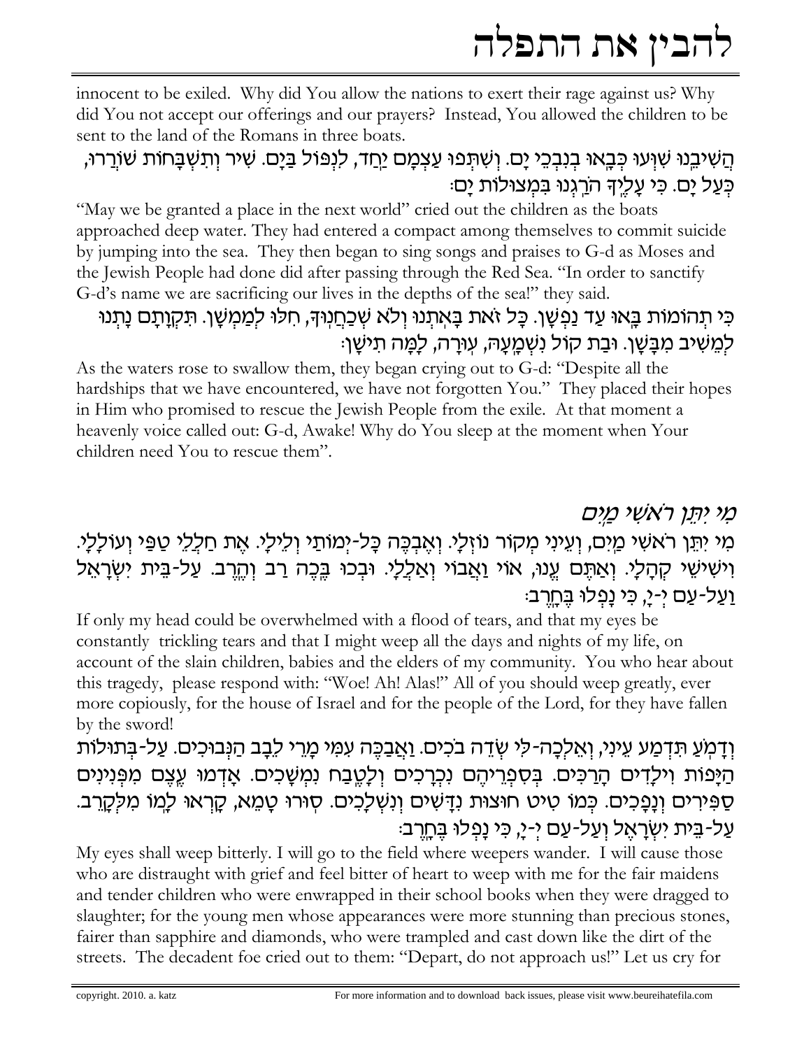innocent to be exiled. Why did You allow the nations to exert their rage against us? Why did You not accept our offerings and our prayers? Instead, You allowed the children to be sent to the land of the Romans in three boats.

הֲשִׁיבֵנוּ שִׁוְּעוּ כְּבָאוּ בְנִבְכֵי יָם. וְשִׁתְּפוּ עַצְמָם יַחַד, לִנְפּוֹל בַּיָּם. שִׁיר וְתִשְׁבָּחוֹת שׁוֹרְרוּ, כְּעַל יָם. כִּי עָלֶיךָ הֹרַגְנוּ בִּמְצוּלוֹת יָם:

"May we be granted a place in the next world" cried out the children as the boats approached deep water. They had entered a compact among themselves to commit suicide by jumping into the sea. They then began to sing songs and praises to G-d as Moses and the Jewish People had done did after passing through the Red Sea. "In order to sanctify G-d's name we are sacrificing our lives in the depths of the sea!" they said.

כִּי תְהוֹמוֹת בָּאוּ עַד נַפְשָׁן. כָּל זֹאת בָּאַתְנוּ וְלֹא שְׁכַחֲנוּךָ, חִלּוּ לְמַמְשָׁן. תִּקְוָתָם נָתְנוּ לְמֵשִׁיב מִבָּשָׁן. וּבַת קוֹל נִשְׁמָעָה, עוּרָה, לָמָּה תִישָׁן:

As the waters rose to swallow them, they began crying out to G-d: "Despite all the hardships that we have encountered, we have not forgotten You." They placed their hopes in Him who promised to rescue the Jewish People from the exile. At that moment a heavenly voice called out: G-d, Awake! Why do You sleep at the moment when Your children need You to rescue them".

## *מִי יִתֵּן רֹאשִׁי מַיִם*

מִי יִתֵּן רֹאשִׁי מַיִם, וְעֵינִי מְקוֹר נוֹזְלָי. וְאֶבְכֶּה כָּל-יְמוֹתַי וְלֵילָי. אֶת חַלְלֵי טַפִּי וְעוֹלָלָי. וִישִׁישֵׁי קְהָלָי. וְאַתֶּם עֱנוּ, אוֹי וַאֲבוֹי וְאַלְלָי. וּבְכוּ בֶּכֶה רַב וְהֶרֶב. עַל-בֵּית יִשְׂרָאֵל וְעַל-עַם יְ-יָ, כִּי נָפְלוּ בֶּחָרֶב:

If only my head could be overwhelmed with a flood of tears, and that my eyes be constantly trickling tears and that I might weep all the days and nights of my life, on account of the slain children, babies and the elders of my community. You who hear about this tragedy, please respond with: "Woe! Ah! Alas!" All of you should weep greatly, ever more copiously, for the house of Israel and for the people of the Lord, for they have fallen by the sword!

וְדָמֹעַ תִּדְמַע עֵינִי, וְאֵלְכָה-לִּי שְׂדֵה בֹכִים. וַאֲבַכֶּה עִמִּי מָרֵי לֵבָב הַנְּבוּכִים. עַל-בְּתוּלוֹת הַיָּפוֹת וִילָדִים הָרַכִּים. בְּסִפְרֵיהֶם נִכְרָכִים וְלַטֶּבַח נִמְשָׁכִים. אָדְמוּ עֶצֶם מִפְּנִינִים סַפִּירִים וְנָפָכִים. כְּמוֹ טִיט חוּצוֹת נִדָּשִׁים וְנִשְׁלָכִים. סוּרוּ טָמֵא, קָרְאוּ לָמוֹ מִלִּקְרֶב. עַל-בֵּית יִשְׂרָאֵל וְעַל-עַם יְ-יָ, כִּי נָפְלוּ בֶּחָרֶב:

My eyes shall weep bitterly. I will go to the field where weepers wander. I will cause those who are distraught with grief and feel bitter of heart to weep with me for the fair maidens and tender children who were enwrapped in their school books when they were dragged to slaughter; for the young men whose appearances were more stunning than precious stones, fairer than sapphire and diamonds, who were trampled and cast down like the dirt of the streets. The decadent foe cried out to them: "Depart, do not approach us!" Let us cry for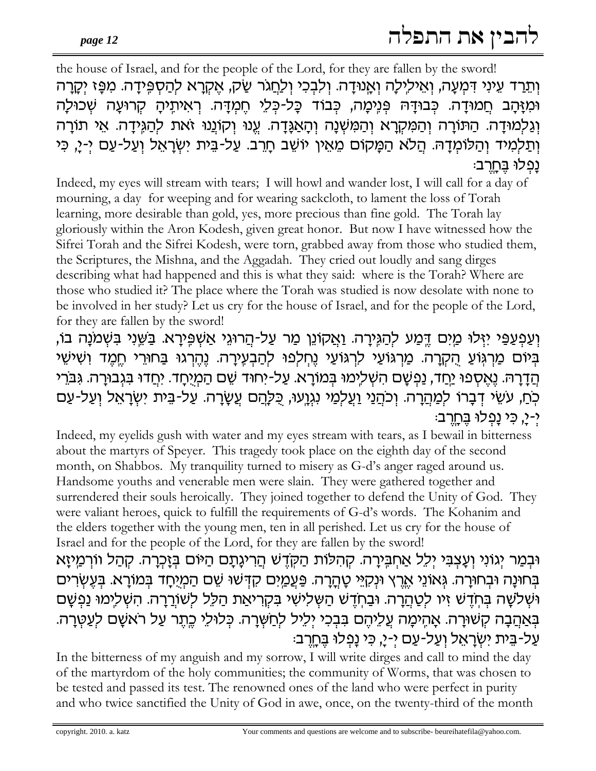the house of Israel, and for the people of the Lord, for they are fallen by the sword!

וְתֵרַד עֵינִי דִּמְעָה, וְאֵילִילָה וְאָנוּדָה. וְלִבְכִּי וְלַחֲגֹר שַׂק, אֶקְרָא לְהַסְפֵּידָה. מִפָּז יְקָרָה וּמִזָּהָב חֲמוּדָה. כְּבוּדָּהּ פְּנִימָה, כְּבוֹד כָּל-כְּלֵי חֶמְדָּה. רְאִיתִיהָ קְרוּעָה שְׁכוּלָה וְגַלְמוּדָה. הַתּוֹרָה וְהַמִּקְרָא וְהַמִּשְׁנָה וְהָאַגָּדָה. עֱנוּ וְקוֹנְנוּ זֹאת לְהַגִּידָה. אֵי תוֹרָה וְתַלְמִיד וְהַלּוֹמְדָהּ. הֲלֹא הַמָּקוֹם מֵאֵין יוֹשֵׁב חָרֵב. עַל-בֵּית יִשְׂרָאֵל וְעַל-עַם יְ-יָ, כִּי נָפְלוּ בֶּחָרֶב:

Indeed, my eyes will stream with tears; I will howl and wander lost, I will call for a day of mourning, a day for weeping and for wearing sackcloth, to lament the loss of Torah learning, more desirable than gold, yes, more precious than fine gold. The Torah lay gloriously within the Aron Kodesh, given great honor. But now I have witnessed how the Sifrei Torah and the Sifrei Kodesh, were torn, grabbed away from those who studied them, the Scriptures, the Mishna, and the Aggadah. They cried out loudly and sang dirges describing what had happened and this is what they said: where is the Torah? Where are those who studied it? The place where the Torah was studied is now desolate with none to be involved in her study? Let us cry for the house of Israel, and for the people of the Lord, for they are fallen by the sword!

וְעַפְעַפַּי יִזְּלוּ מַיִם דֶּמַע לְהַגִּירָה. וַאֲקוֹנֵן מַר עַל-הֲרוּגֵי אַשְׁפִּירָא. בַּשֵּׁנִי בִּשְׁמֹנָה בוֹ, בְּיוֹם מַרְגּוֹעַ הֻקְרָה. מַרְגּוֹעַי לְרִגּוּעַי נֶחְלְפוּ לְהַבְעִירָה. נֶהֶרְגוּ בַּחוּרֵי חֶמֶד וְשִׁישֵׁי הֲדָרָה. נֶאֶסְפוּ יַחַד, נַפְשָׁם הִשְׁלִימוּ בְּמוֹרָא. עַל-יִחוּד שֵׁם הַמְיֻחָד. יִחֲדוּ בִּגְבוּרָה. גִּבֹּרֵי כֹחַ, עֹשֵׂי דְבָרוֹ לְמַהֲרָה. וְכֹהֲנֵי וַעֲלָמֵי נִגְוָעוּ, כֻּלָּהֶם עֲשָׂרָה. עַל-בֵּית יִשְׂרָאֵל וְעַל-עַם יְ-יָ, כִּי נָפְלוּ בֶּחָרֶב:

Indeed, my eyelids gush with water and my eyes stream with tears, as I bewail in bitterness about the martyrs of Speyer. This tragedy took place on the eighth day of the second month, on Shabbos. My tranquility turned to misery as G-d's anger raged around us. Handsome youths and venerable men were slain. They were gathered together and surrendered their souls heroically. They joined together to defend the Unity of God. They were valiant heroes, quick to fulfill the requirements of G-d's words. The Kohanim and the elders together with the young men, ten in all perished. Let us cry for the house of Israel and for the people of the Lord, for they are fallen by the sword!

וּבְמַר יְגוֹנִי וְעָצְבִּי יְלֵל אַחְבִּירָה. קְהִלּוֹת הַקֹּדֶשׁ הֲרִיגָתָם הַיּוֹם בְּזָכְרָה. קְהַל וְוַרְמַיְזָא בְּחוּנָה וּבְחוּרָה. גְּאוֹנֵי אֶרֶץ וּנְקִיֵּי טָהֳרָה. פַּעֲמַיִם קִדְּשׁוּ שֵׁם הַמְיֻחָד בְּמוֹרָא. בְּעֶשְׂרִים וּשְׁלֹשָׁה בְּחֹדֶשׁ זִיו לְטַהֲרָה. וּבַחֹדֶשׁ הַשְּׁלִישִׁי בִּקְרִיאַת הַלֵּל לְשׁוֹרֵרָה. הִשְׁלִימוּ נַפְשָׁם בְּאַהֲבָה קְשׁוּרָה. אֶהֱמָה עֲלֵיהֶם בִּבְכִי יְלִיל לְחַשְׁרָה. כְּלוּלֵי כֶתֶר עַל רֹאשָׁם לְעַטְּרָה. עַל-בֵּית יִשְׂרָאֵל וְעַל-עַם יְ-יָ, כִּי נָפְלוּ בֶּחָרֶב:

In the bitterness of my anguish and my sorrow, I will write dirges and call to mind the day of the martyrdom of the holy communities; the community of Worms, that was chosen to be tested and passed its test. The renowned ones of the land who were perfect in purity and who twice sanctified the Unity of God in awe, once, on the twenty-third of the month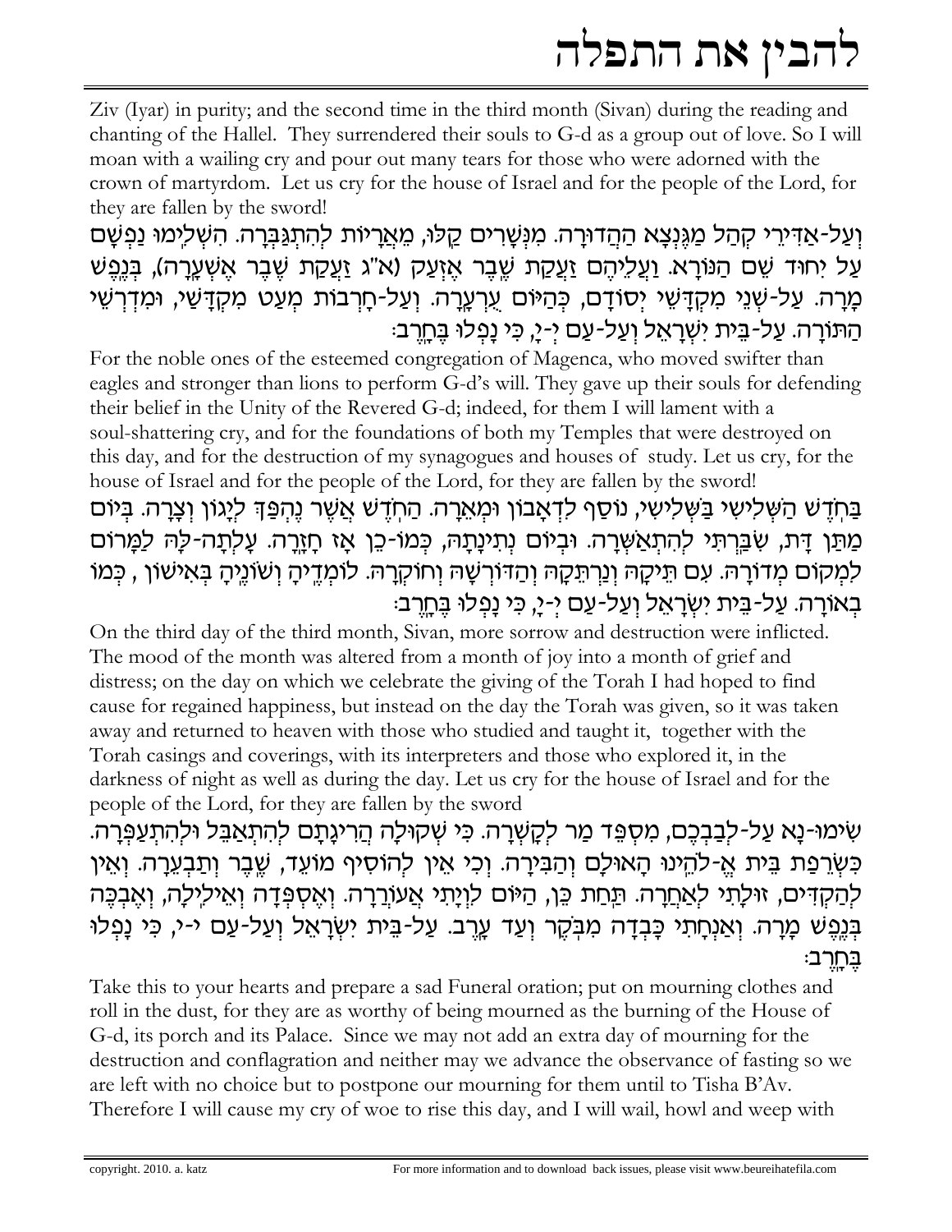Ziv (Iyar) in purity; and the second time in the third month (Sivan) during the reading and chanting of the Hallel. They surrendered their souls to G-d as a group out of love. So I will moan with a wailing cry and pour out many tears for those who were adorned with the crown of martyrdom. Let us cry for the house of Israel and for the people of the Lord, for they are fallen by the sword!

וְעַל-אַדִּירֵי קְהַל מַגֶּנְצָא הַהֲדוּרָה. מִנְּשָׁרִים קַלּוּ, מֵאֲרָיוֹת לְהִתְגַּבְּרָה. הִשְׁלִימוּ נַפְשָׁם עַל יִחוּד שֵׁם הַנּוֹרָא. וַעֲלֵיהֶם זַעֲקַת שֶׁבֶר אֶזְעַק (א"ג זַעֲקַת שֶׁבֶר אֶשְׁעֲרָה), בְּנֶפֶשׁ מָרָה. עַל-שְׁנֵי מִקְדָּשַׁי יְסוֹדָם, כְּהַיּוֹם עֶרְעֲרָה. וְעַל-חָרְבוֹת מְעַט מִקְדָּשַׁי, וּמִדְרְשֵׁי הַתּוֹרָה. עַל-בֵּית יִשְׂרָאֵל וְעַל-עַם יְ-יָ, כִּי נָפְלוּ בֶּחָרֶב:

For the noble ones of the esteemed congregation of Magenca, who moved swifter than eagles and stronger than lions to perform G-d's will. They gave up their souls for defending their belief in the Unity of the Revered G-d; indeed, for them I will lament with a soul-shattering cry, and for the foundations of both my Temples that were destroyed on this day, and for the destruction of my synagogues and houses of study. Let us cry, for the house of Israel and for the people of the Lord, for they are fallen by the sword!

בַּחֹדֶשׁ הַשְּׁלִישִׁי בַּשְּׁלִישִׁי, נוֹסַף לְדַאֲבוֹן וּמְאֵרָה. הַחֹדֶשׁ אֲשֶׁר נֶהְפַּךְ לְיָגוֹן וְצָרָה. בְּיוֹם מַתַּן דָּת, שִׂבַּרְתִּי לְהִתְאַשְּׁרָה. וּבְיוֹם נְתִינָתָהּ, כְּמוֹ-כֵן אָז חָזָרָה. עָלְתָה-לָּהּ לַמָּרוֹם לִמְקוֹם מְדוֹרָהּ. עִם תִּיקָהּ וְנַרְתִּקָהּ וְהַדּוֹרְשָׁהּ וְחוֹקְרָהּ. לוֹמְדֶיהָ וְשׁוֹנֶיהָ בְּאִישׁוֹן, כְּמוֹ בְאוֹרָה. עַל-בֵּית יִשְׂרָאֵל וְעַל-עַם יְ-יָ, כִּי נָפְלוּ בֶּחָרֶב:

On the third day of the third month, Sivan, more sorrow and destruction were inflicted. The mood of the month was altered from a month of joy into a month of grief and distress; on the day on which we celebrate the giving of the Torah I had hoped to find cause for regained happiness, but instead on the day the Torah was given, so it was taken away and returned to heaven with those who studied and taught it, together with the Torah casings and coverings, with its interpreters and those who explored it, in the darkness of night as well as during the day. Let us cry for the house of Israel and for the people of the Lord, for they are fallen by the sword

שִׂימוּ-נָא עַל-לְבַבְכֶם, מִסְפֵּד מַר לִקְשְׁרָה. כִּי שְׁקוּלָה הֲרִיגָתָם לְהִתְאַבֵּל וּלְהִתְעַפְּרָה. כִּשְׂרֵפַת בֵּית אֱ-לֹהֵינוּ הָאוּלָם וְהַבִּירָה. וְכִי אֵין לְהוֹסִיף מוֹעֵד, שֶׁבֶר וְתַבְעֵרָה. וְאֵין לְהַקְדִּים, זוּלָתִי לְאַחֲרָה. תַּחַת כֵּן, הַיּוֹם לִוְיָתִי אֲעוֹרְרָה. וְאֶסְפְּדָה וְאֵילִילָה, וְאֶבְכֶּה בְּנֶפֶשׁ מָרָה. וְאַנְחָתִי כָּבְדָה מִבֹּקֶר וְעַד עָרֶב. עַל-בֵּית יִשְׂרָאֵל וְעַל-עַם י-י, כִּי נָפְלוּ בֶּחָרֶב:

Take this to your hearts and prepare a sad Funeral oration; put on mourning clothes and roll in the dust, for they are as worthy of being mourned as the burning of the House of G-d, its porch and its Palace. Since we may not add an extra day of mourning for the destruction and conflagration and neither may we advance the observance of fasting so we are left with no choice but to postpone our mourning for them until to Tisha B'Av. Therefore I will cause my cry of woe to rise this day, and I will wail, howl and weep with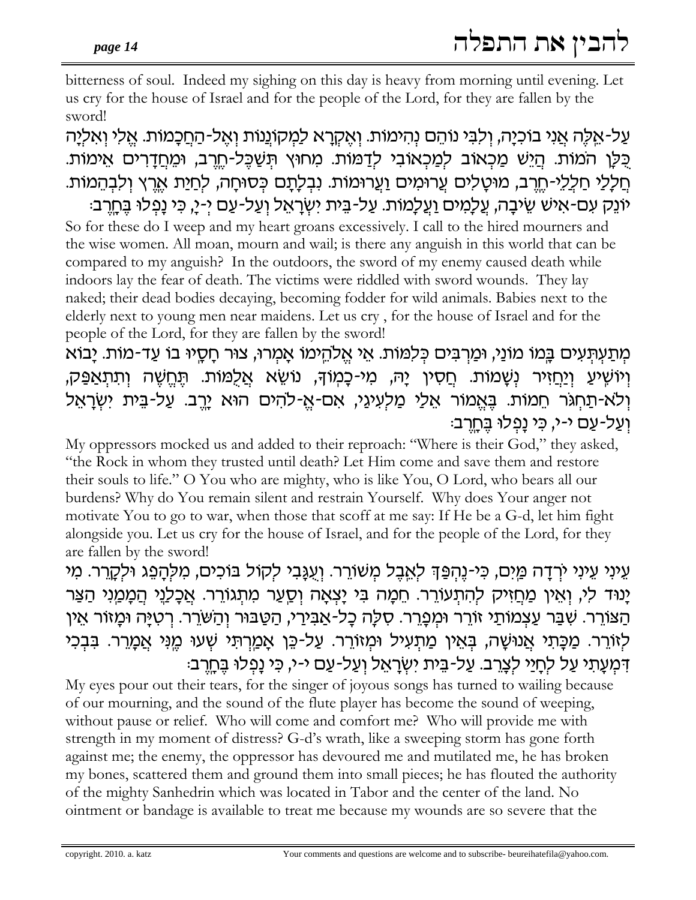bitterness of soul. Indeed my sighing on this day is heavy from morning until evening. Let us cry for the house of Israel and for the people of the Lord, for they are fallen by the sword!

עַל-אֵלֶּה אֲנִי בוֹכִיָּה, וְלִבִּי נוֹהֵם נְהִימוֹת. וְאֶקְרָא לַמְקוֹנְנוֹת וְאֶל-הַחֲכָמוֹת. אֱלִי וְאִלְיָה כַּלָּן הֹמוֹת. הֲיֵשׁ מַכְאוֹב לְמַכְאוֹבִי לְדַמּוֹת. מִחוּץ תְּשַׁכֶּל-חֶרֶב, וּמֵחֲדָרִים אֵימוֹת. חַלְלֵי חַלְלֵי-חֶרֶב, מוּטָלִים עֲרוּמִים וַעֲרוּמוֹת. נִבְלָתָם כְּסוּחָה, לְחַיַּת אֶרֶץ וְלִבְהֵמוֹת. יוֹנֵק עִם-אִישׁ שֵׂיבָה, עֲלָמִים וַעֲלָמוֹת. עַל-בֵּית יִשְׂרָאֵל וְעַל-עַם יְ-יָ, כִּי נָפְלוּ בֶּחָרֶב:

So for these do I weep and my heart groans excessively. I call to the hired mourners and the wise women. All moan, mourn and wail; is there any anguish in this world that can be compared to my anguish? In the outdoors, the sword of my enemy caused death while indoors lay the fear of death. The victims were riddled with sword wounds. They lay naked; their dead bodies decaying, becoming fodder for wild animals. Babies next to the elderly next to young men near maidens. Let us cry , for the house of Israel and for the people of the Lord, for they are fallen by the sword!

מִתְעַתְּעִים בָּמוֹ מוֹנַי, וּמַרְבִּים כְּלִמּוֹת. אֵי אֱלֹהֵימוֹ אָמְרוּ, צוּר חָסָיוּ בוֹ עַד-מוֹת. יָבוֹא וְיוֹשִׁיעַ וְיַחֲזִיר נְשָׁמוֹת. חֲסִין יָהּ, מִי-כָמוֹךָ, נוֹשֵׂא אֲלֻמּוֹת. תֶּחֱשֶׁה וְתִתְאַפַּק, וְלֹא-תַחְגֹּר חֵמוֹת. בֶּאֱמוֹר אֵלַי מַלְעִיגַי, אִם-אֱ-לֹהִים הוּא יָרֶב. עַל-בֵּית יִשְׂרָאֵל וְעַל-עַם י-י, כִּי נָפְלוּ בֶּחָרֶב:

My oppressors mocked us and added to their reproach: "Where is their God," they asked, "the Rock in whom they trusted until death? Let Him come and save them and restore their souls to life." O You who are mighty, who is like You, O Lord, who bears all our burdens? Why do You remain silent and restrain Yourself. Why does Your anger not motivate You to go to war, when those that scoff at me say: If He be a G-d, let him fight alongside you. Let us cry for the house of Israel, and for the people of the Lord, for they are fallen by the sword!

עֵינִי עֵינִי יֹרְדָה מַּיִם, כִּי-נֶהְפַּךְ לְאֵבֶל מְשׁוֹרֵר. וְעֻגָּבִי לְקוֹל בּוֹכִים, מִלְּהַפֵּג וּלְקָרֵר. מִי יָנוּד לִי, וְאֵין מַחֲזִיק לְהִתְעוֹרֵר. חֵמָה בִּי יָצְאָה וְסַעַר מִתְגּוֹרֵר. אֲכָלַנִי הֲמָמַנִי הַצַּר הַצּוֹרֵר. שִׁבַּר עַצְמוֹתַי זוֹרֵר וּמְפָרֵר. סִלָּה כָל-אַבִּירַי, הַטַּבּוּר וְהַשֹּׁרֶר. רְטִיָּה וּמָזוֹר אֵין לְזוֹרֵר. מַכָּתִי אֲנוּשָׁה, בְּאֵין מַתְעִיל וּמְזוֹרֵר. עַל-כֵּן אָמַרְתִּי שְׁעוּ מֶנִּי אֲמָרֵר. בִּבְכִי דִּמְעָתִי עַל לְחָיַי לְצָרֵב. עַל-בֵּית יִשְׂרָאֵל וְעַל-עַם י-י, כִּי נָפְלוּ בֶּחָרֶב:

My eyes pour out their tears, for the singer of joyous songs has turned to wailing because of our mourning, and the sound of the flute player has become the sound of weeping, without pause or relief. Who will come and comfort me? Who will provide me with strength in my moment of distress? G-d's wrath, like a sweeping storm has gone forth against me; the enemy, the oppressor has devoured me and mutilated me, he has broken my bones, scattered them and ground them into small pieces; he has flouted the authority of the mighty Sanhedrin which was located in Tabor and the center of the land. No ointment or bandage is available to treat me because my wounds are so severe that the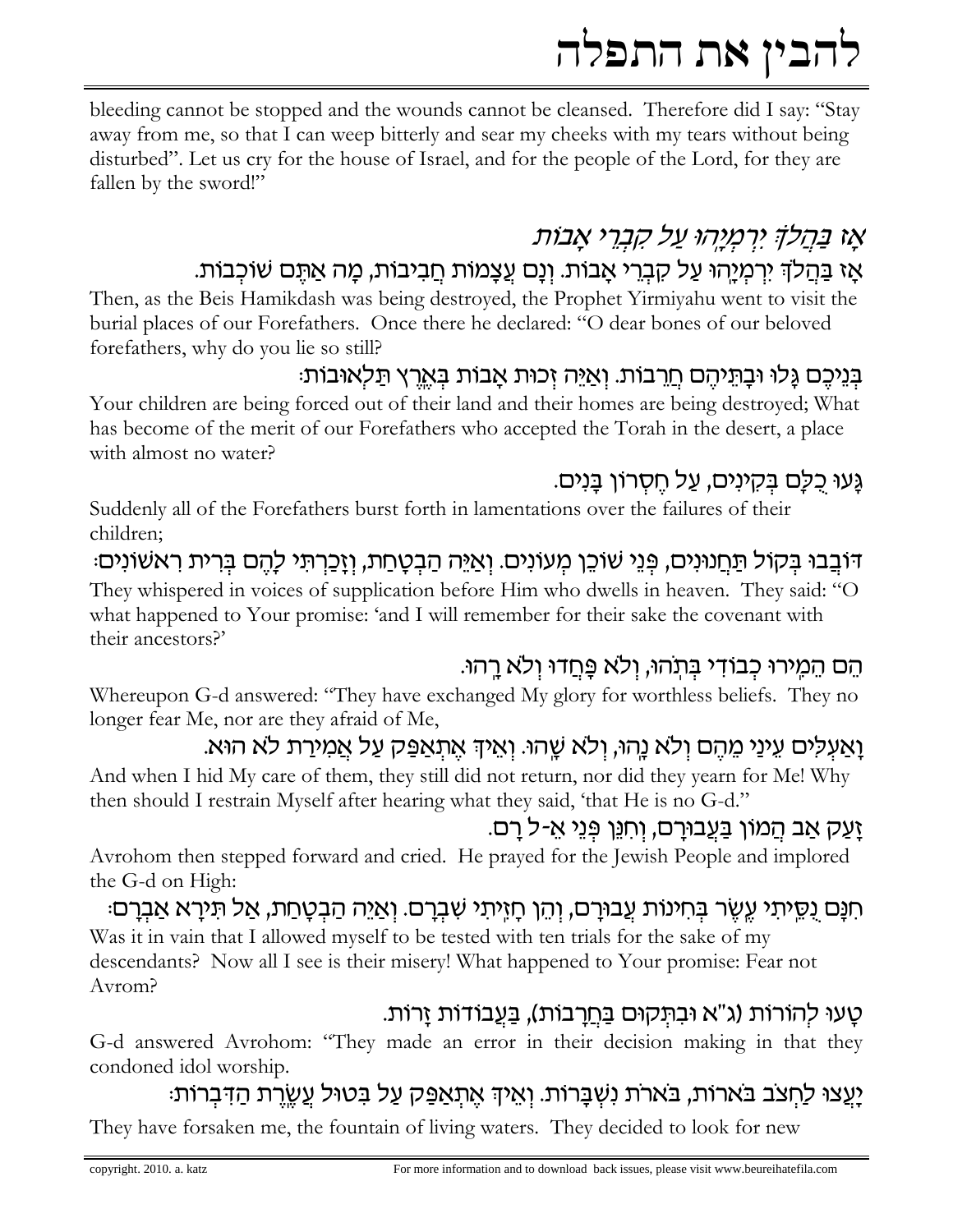bleeding cannot be stopped and the wounds cannot be cleansed. Therefore did I say: "Stay away from me, so that I can weep bitterly and sear my cheeks with my tears without being disturbed". Let us cry for the house of Israel, and for the people of the Lord, for they are fallen by the sword!"

## *אָז בַּהֲלֹךְ יִרְמְיָהוּ עַל קִבְרֵי אָבוֹת*

אָז בַּהֲלֹךְ יִרְמְיָהוּ עַל קִבְרֵי אָבוֹת. וְנָם עֲצָמוֹת חֲבִיבוֹת, מָה אַתֶּם שׁוֹכְבוֹת.

Then, as the Beis Hamikdash was being destroyed, the Prophet Yirmiyahu went to visit the burial places of our Forefathers. Once there he declared: "O dear bones of our beloved forefathers, why do you lie so still?

בְּנֵיכֶם גָּלוּ וּבָתֵּיהֶם חֲרֵבוֹת. וְאַיֵּה זְכוּת אָבוֹת בְּאֶרֶץ תַּלְאוּבוֹת:

Your children are being forced out of their land and their homes are being destroyed; What has become of the merit of our Forefathers who accepted the Torah in the desert, a place with almost no water?

גָּעוּ כֻלָּם בְּקִינִים, עַל חֶסְרוֹן בָּנִים.

Suddenly all of the Forefathers burst forth in lamentations over the failures of their children;

דּוֹבְבוּ בְּקוֹל תַּחֲנוּנִים, פְּנֵי שׁוֹכֵן מְעוֹנִים. וְאַיֵּה הַבְטָחַת, וְזָכַרְתִּי לָהֶם בְּרִית רִאשׁוֹנִים:

They whispered in voices of supplication before Him who dwells in heaven. They said: "O what happened to Your promise: 'and I will remember for their sake the covenant with their ancestors?'

הֵם הֵמִירוּ כְבוֹדִי בְּתֹהוּ, וְלֹא פָּחֲדוּ וְלֹא רָהוּ.

Whereupon G-d answered: "They have exchanged My glory for worthless beliefs. They no longer fear Me, nor are they afraid of Me,

וְאַעְלִים עֵינַי מֵהֶם וְלֹא נָהוּ, וְלֹא שָׁהוּ. וְאֵיךְ אֶתְאַפַּק עַל אֲמִירַת לֹא הוּא.

And when I hid My care of them, they still did not return, nor did they yearn for Me! Why then should I restrain Myself after hearing what they said, 'that He is no G-d."

זָעַק אַב הֲמוֹן בַּעֲבוּרָם, וְחִנֵּן פְּנֵי אֵ-ל רָם.

Avrohom then stepped forward and cried. He prayed for the Jewish People and implored the G-d on High:

חִנָּם נֻסֵּיתִי עֶשֶׂר בִּחִינוֹת עֲבוּרָם, וְהֵן חָזִיתִי שִׁבְרָם. וְאַיֵּה הַבְטָחַת, אַל תִּירָא אַבְרָם:

Was it in vain that I allowed myself to be tested with ten trials for the sake of my descendants? Now all I see is their misery! What happened to Your promise: Fear not Avrom?

טָעוּ לְהוֹרוֹת (נ"א וּבִתְּקוּם בַּחֲרָבוֹת), בַּעֲבוֹדוֹת זָרוֹת.

G-d answered Avrohom: "They made an error in their decision making in that they condoned idol worship.

יָעֲצוּ לַחְצֹב בֹּארוֹת, בֹּארֹת נִשְׁבָּרוֹת. וְאֵיךְ אֶתְאַפַּק עַל בִּטּוּל עֲשֶׂרֶת הַדִּבְּרוֹת:

They have forsaken me, the fountain of living waters. They decided to look for new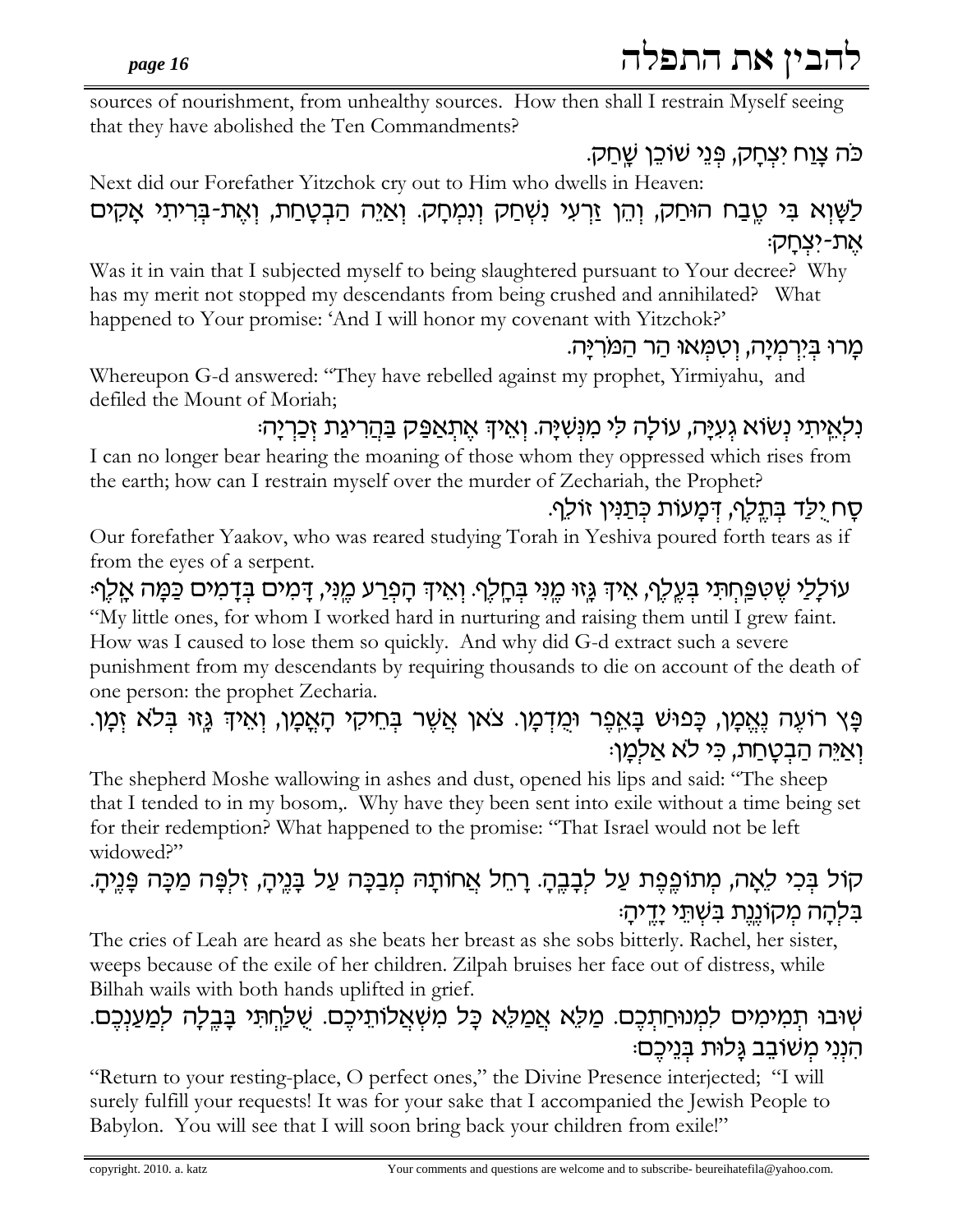sources of nourishment, from unhealthy sources. How then shall I restrain Myself seeing that they have abolished the Ten Commandments?

כֹּה צָוַח יִצְחָק, פְּנֵי שׁוֹכֵן שַׁחַק.

Next did our Forefather Yitzchok cry out to Him who dwells in Heaven:

לַשָּׁוְא בִּי טֶבַח הוּחַק, וְהֵן זַרְעִי נִשְׁחַק וְנִמְחַק. וְאַיֵּה הַבְטָחַת, וְאֶת-בְּרִיתִי אָקִים אֶת-יִצְחָק:

Was it in vain that I subjected myself to being slaughtered pursuant to Your decree? Why has my merit not stopped my descendants from being crushed and annihilated? What happened to Your promise: 'And I will honor my covenant with Yitzchok?'

מָרוּ בְּיִרְמְיָה, וְטִמְּאוּ הַר הַמֹּרִיָּה.

Whereupon G-d answered: "They have rebelled against my prophet, Yirmiyahu, and defiled the Mount of Moriah;

נִלְאֵיתִי נְשׂוֹא גְעִיָּה, עוֹלָה לִי מִנְּשִׁיָּה. וְאֵיךְ אֶתְאַפַּק בַּהֲרִיגַת זְכַרְיָה:

I can no longer bear hearing the moaning of those whom they oppressed which rises from the earth; how can I restrain myself over the murder of Zechariah, the Prophet?

סָח יֻלַּד בְּתֶלֶף, דְּמָעוֹת כְּתַנִּין זוֹלֵף.

Our forefather Yaakov, who was reared studying Torah in Yeshiva poured forth tears as if from the eyes of a serpent.

עוֹלָלַי שֶׁטִּפַּחְתִּי בְּעֶלֶף, אֵיךְ גָּזוּ מֶנִּי בְּחֵלֶף. וְאֵיךְ הַפֶּרַע מֶנִּי, דָּמִים בְּדָמִים כַּמָּה אָלֶף:

"My little ones, for whom I worked hard in nurturing and raising them until I grew faint. How was I caused to lose them so quickly. And why did G-d extract such a severe punishment from my descendants by requiring thousands to die on account of the death of one person: the prophet Zecharia.

פָּץ רוֹעֶה נֶאֱמָן, כָּפוּשׁ בָּאֵפֶר וּמֻדְמָן. צֹאן אֲשֶׁר בְּחֵיקִי הָאֱמָן, וְאֵיךְ גָּזוּ בְּלֹא זְמָן. וְאַיֵּה הַבְטָחַת, כִּי לֹא אַלְמָן:

The shepherd Moshe wallowing in ashes and dust, opened his lips and said: "The sheep that I tended to in my bosom,. Why have they been sent into exile without a time being set for their redemption? What happened to the promise: "That Israel would not be left widowed?"

קוֹל בְּכִי לֵאָה, מְתוֹפֶפֶת עַל לְבָבֶהָ. רָחֵל אֲחוֹתָהּ מְבַכָּה עַל בָּנֶיהָ, זִלְפָּה מַכָּה פָּנֶיהָ. בִּלְהָה מְקוֹנֶנֶת בִּשְׁתֵּי יָדֶיהָ:

The cries of Leah are heard as she beats her breast as she sobs bitterly. Rachel, her sister, weeps because of the exile of her children. Zilpah bruises her face out of distress, while Bilhah wails with both hands uplifted in grief.

שׁוּבוּ תְמִימִים לִמְנוּחַתְכֶם. מַלֵּא אֲמַלֵּא כָּל מִשְׁאֲלוֹתֵיכֶם. שֻׁלַּחְתִּי בָּבֶלָה לְמַעַנְכֶם. הִנְנִי מְשׁוֹבֵב גָּלוּת בְּנֵיכֶם:

"Return to your resting-place, O perfect ones," the Divine Presence interjected; "I will surely fulfill your requests! It was for your sake that I accompanied the Jewish People to Babylon. You will see that I will soon bring back your children from exile!"